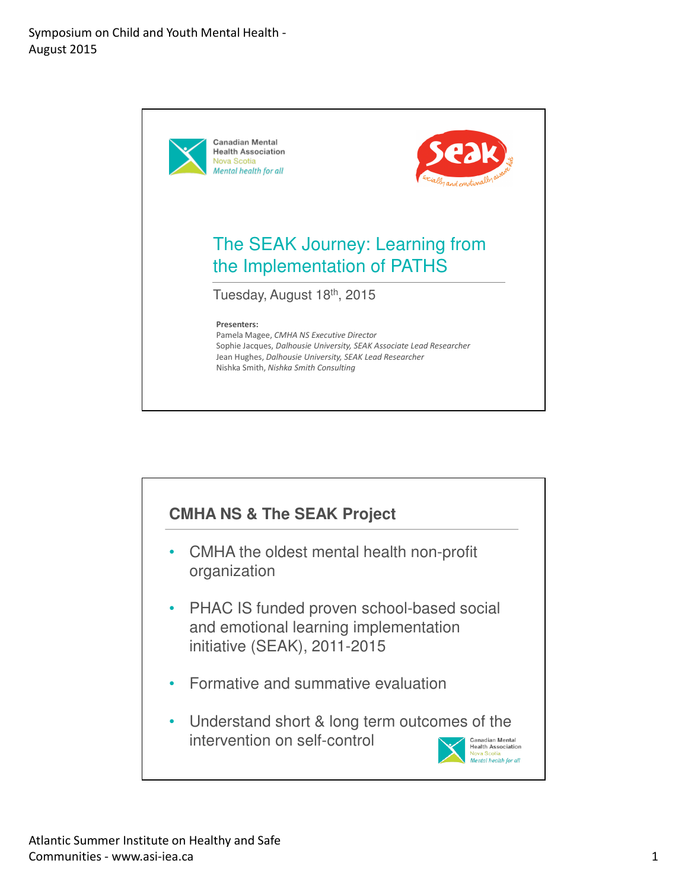Canadian Mental Health Association
Nova Scotia
*Mental health for all*

seak — socially and emotionally aware kids

# The SEAK Journey: Learning from the Implementation of PATHS

Tuesday, August 18th, 2015

**Presenters:**
Pamela Magee, *CMHA NS Executive Director*
Sophie Jacques, *Dalhousie University, SEAK Associate Lead Researcher*
Jean Hughes, *Dalhousie University, SEAK Lead Researcher*
Nishka Smith, *Nishka Smith Consulting*

## CMHA NS & The SEAK Project

- CMHA the oldest mental health non-profit organization
- PHAC IS funded proven school-based social and emotional learning implementation initiative (SEAK), 2011-2015
- Formative and summative evaluation
- Understand short & long term outcomes of the intervention on self-control

Canadian Mental Health Association
Nova Scotia
*Mental health for all*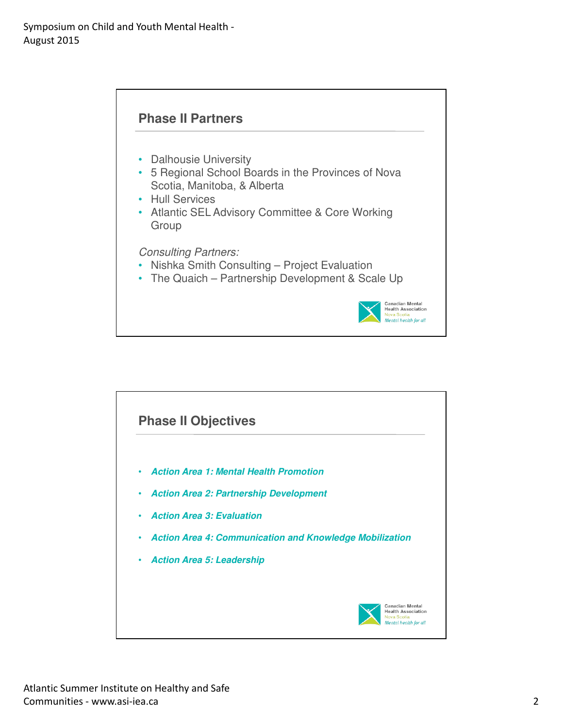## Phase II Partners

- Dalhousie University
- 5 Regional School Boards in the Provinces of Nova Scotia, Manitoba, & Alberta
- Hull Services
- Atlantic SEL Advisory Committee & Core Working Group

*Consulting Partners:*

- Nishka Smith Consulting – Project Evaluation
- The Quaich – Partnership Development & Scale Up

Canadian Mental Health Association
Nova Scotia
*Mental health for all*

## Phase II Objectives

- ***Action Area 1: Mental Health Promotion***
- ***Action Area 2: Partnership Development***
- ***Action Area 3: Evaluation***
- ***Action Area 4: Communication and Knowledge Mobilization***
- ***Action Area 5: Leadership***

Canadian Mental Health Association
Nova Scotia
*Mental health for all*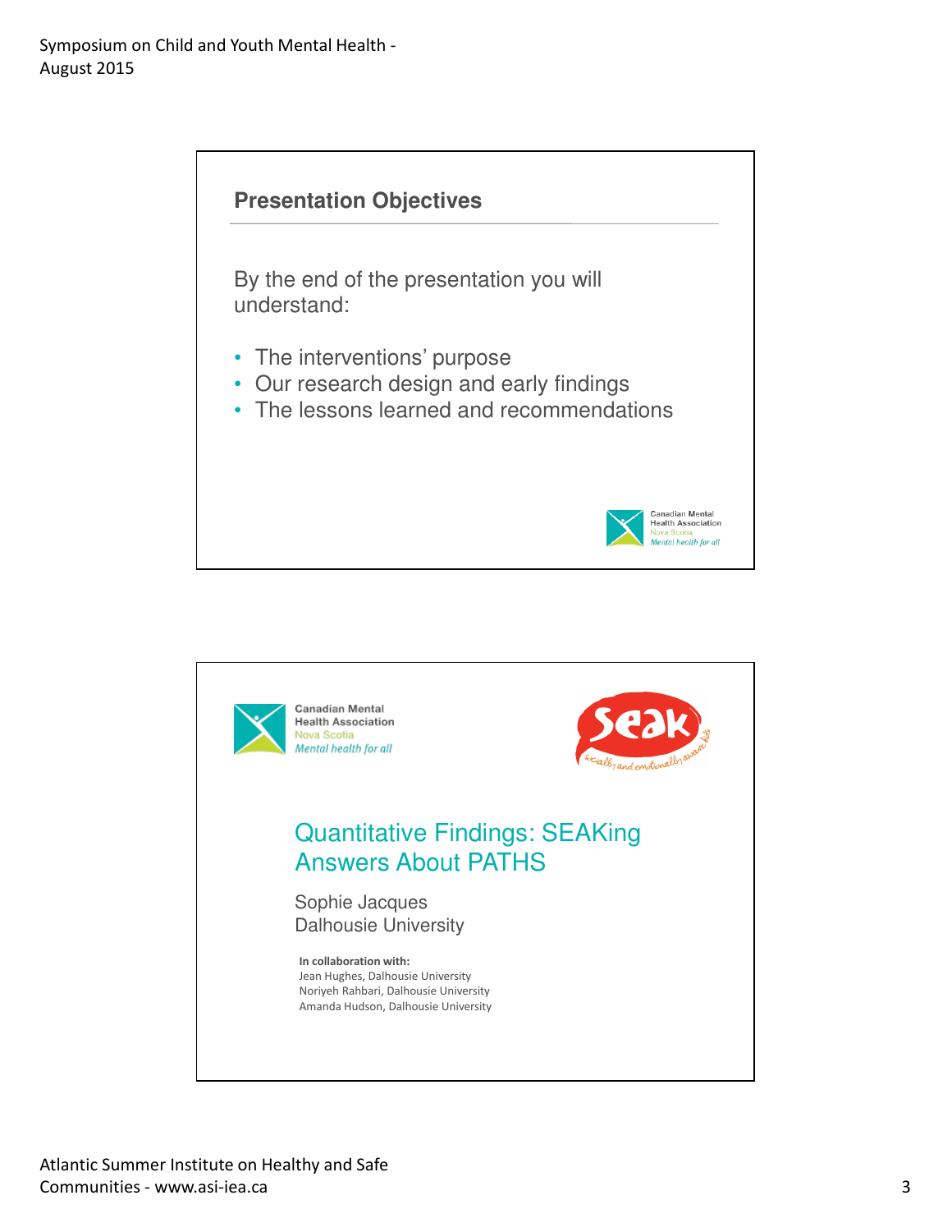## Presentation Objectives

By the end of the presentation you will understand:

- The interventions' purpose
- Our research design and early findings
- The lessons learned and recommendations

Canadian Mental Health Association
Nova Scotia
*Mental health for all*

---

Canadian Mental Health Association
Nova Scotia
*Mental health for all*

seak
*socially and emotionally aware kids*

## Quantitative Findings: SEAKing Answers About PATHS

Sophie Jacques
Dalhousie University

**In collaboration with:**
Jean Hughes, Dalhousie University
Noriyeh Rahbari, Dalhousie University
Amanda Hudson, Dalhousie University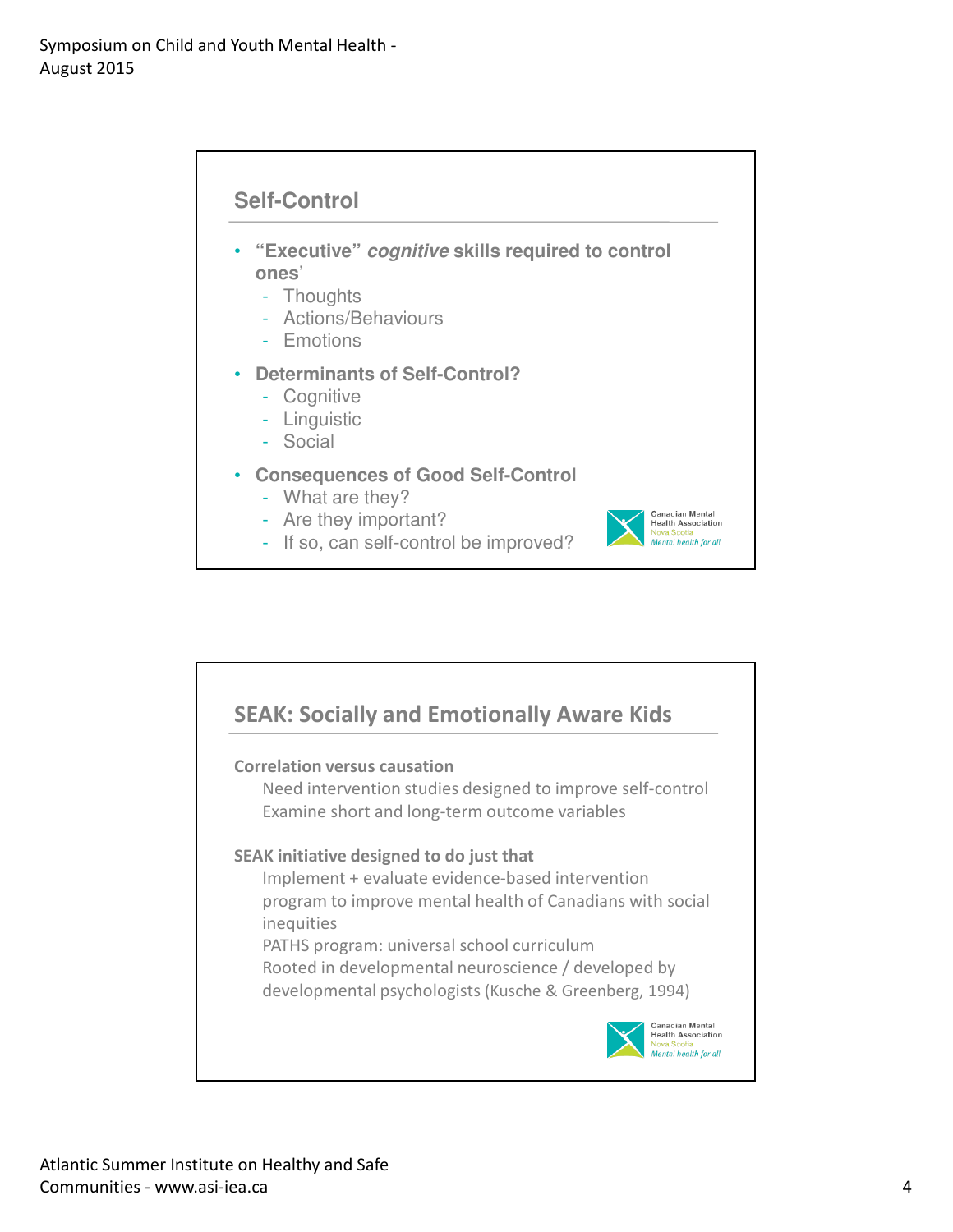## Self-Control

- **"Executive" *cognitive* skills required to control ones'**
  - Thoughts
  - Actions/Behaviours
  - Emotions
- **Determinants of Self-Control?**
  - Cognitive
  - Linguistic
  - Social
- **Consequences of Good Self-Control**
  - What are they?
  - Are they important?
  - If so, can self-control be improved?

Canadian Mental Health Association
Nova Scotia
*Mental health for all*

## SEAK: Socially and Emotionally Aware Kids

**Correlation versus causation**

Need intervention studies designed to improve self-control

Examine short and long-term outcome variables

**SEAK initiative designed to do just that**

Implement + evaluate evidence-based intervention program to improve mental health of Canadians with social inequities

PATHS program: universal school curriculum

Rooted in developmental neuroscience / developed by developmental psychologists (Kusche & Greenberg, 1994)

Canadian Mental Health Association
Nova Scotia
*Mental health for all*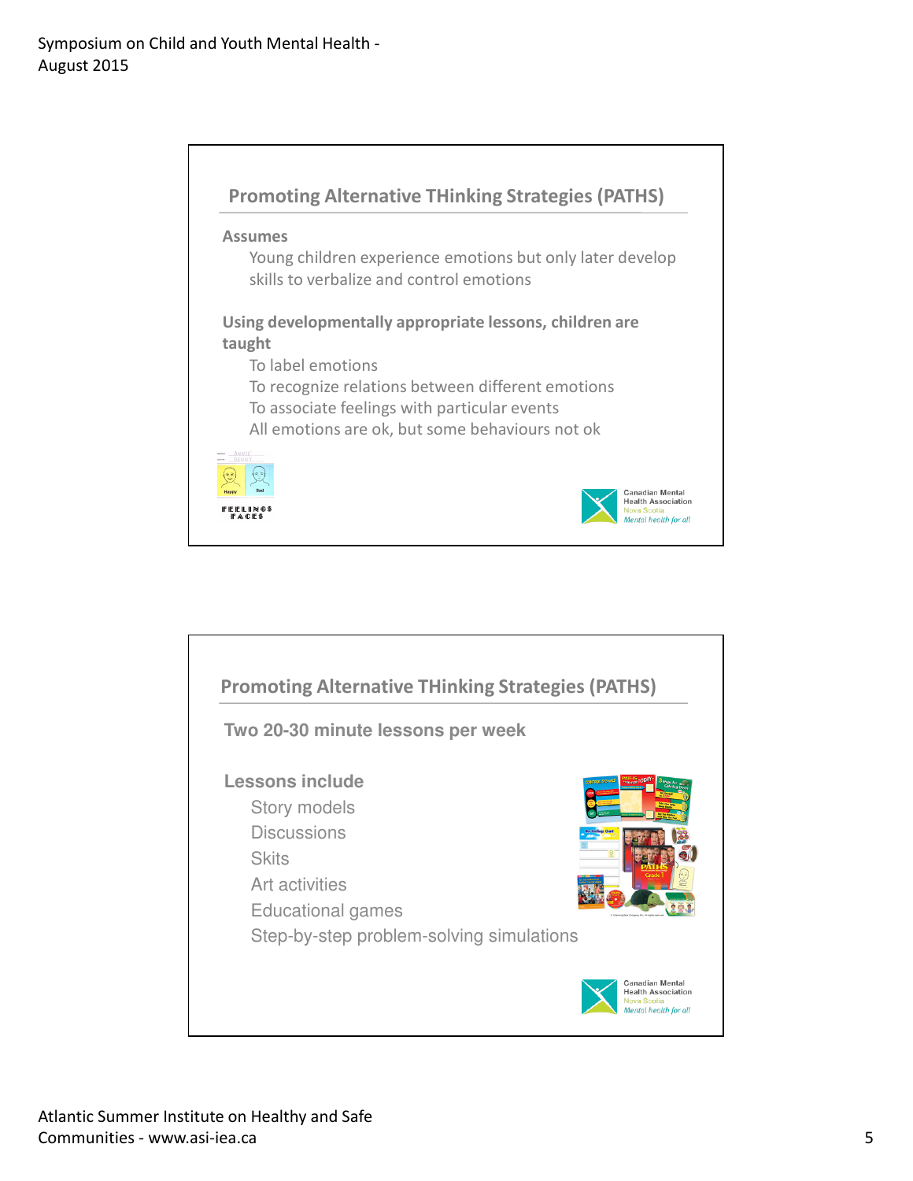## Promoting Alternative THinking Strategies (PATHS)

**Assumes**

- Young children experience emotions but only later develop skills to verbalize and control emotions

**Using developmentally appropriate lessons, children are taught**

- To label emotions
- To recognize relations between different emotions
- To associate feelings with particular events
- All emotions are ok, but some behaviours not ok

## Promoting Alternative THinking Strategies (PATHS)

**Two 20-30 minute lessons per week**

**Lessons include**

- Story models
- Discussions
- Skits
- Art activities
- Educational games
- Step-by-step problem-solving simulations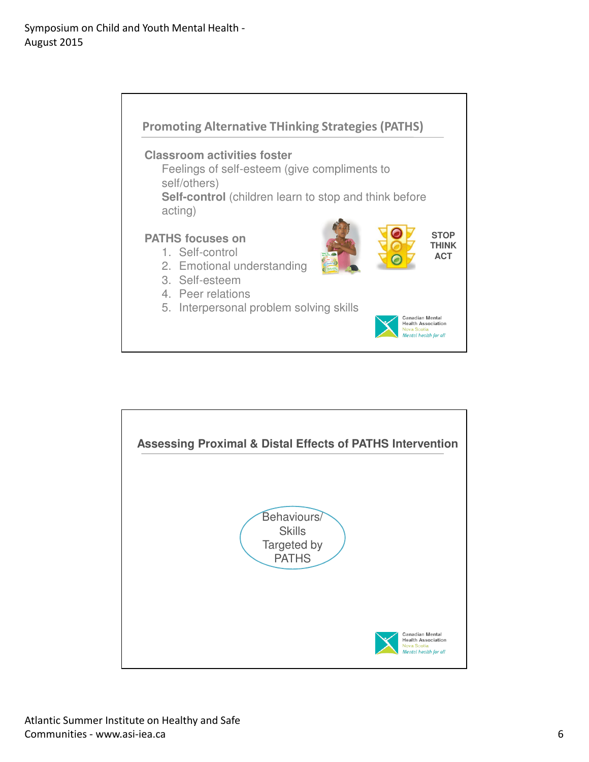## Promoting Alternative THinking Strategies (PATHS)

**Classroom activities foster**

Feelings of self-esteem (give compliments to self/others)

**Self-control** (children learn to stop and think before acting)

**PATHS focuses on**

1. Self-control
2. Emotional understanding
3. Self-esteem
4. Peer relations
5. Interpersonal problem solving skills

**STOP**
**THINK**
**ACT**

Canadian Mental Health Association
Nova Scotia
*Mental health for all*

## Assessing Proximal & Distal Effects of PATHS Intervention

Behaviours/ Skills Targeted by PATHS

Canadian Mental Health Association
Nova Scotia
*Mental health for all*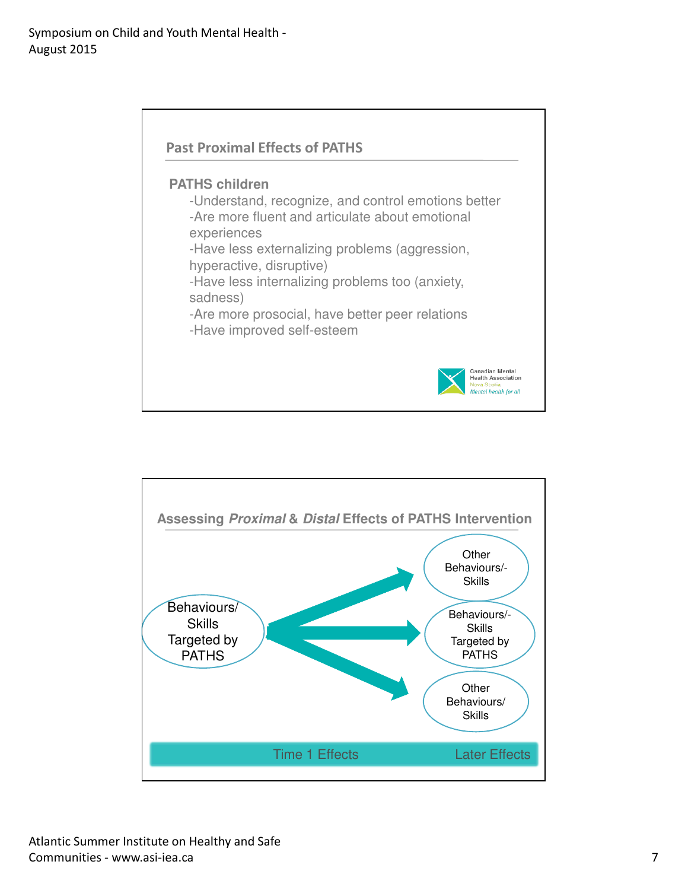## Past Proximal Effects of PATHS

**PATHS children**

- Understand, recognize, and control emotions better
- Are more fluent and articulate about emotional experiences
- Have less externalizing problems (aggression, hyperactive, disruptive)
- Have less internalizing problems too (anxiety, sadness)
- Are more prosocial, have better peer relations
- Have improved self-esteem

Canadian Mental Health Association
Nova Scotia
*Mental health for all*

## Assessing *Proximal* & *Distal* Effects of PATHS Intervention

Behaviours/ Skills Targeted by PATHS

Other Behaviours/- Skills

Behaviours/- Skills Targeted by PATHS

Other Behaviours/ Skills

Time 1 Effects — Later Effects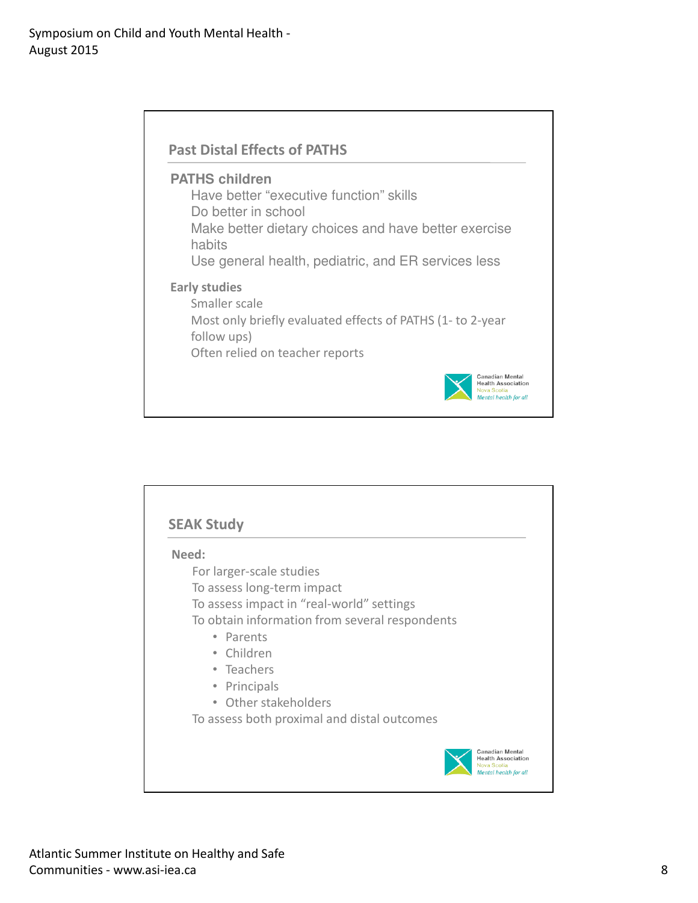## Past Distal Effects of PATHS

**PATHS children**

- Have better "executive function" skills
- Do better in school
- Make better dietary choices and have better exercise habits
- Use general health, pediatric, and ER services less

**Early studies**

- Smaller scale
- Most only briefly evaluated effects of PATHS (1- to 2-year follow ups)
- Often relied on teacher reports

Canadian Mental Health Association
Nova Scotia
*Mental health for all*

## SEAK Study

**Need:**

- For larger-scale studies
- To assess long-term impact
- To assess impact in "real-world" settings
- To obtain information from several respondents
    - Parents
    - Children
    - Teachers
    - Principals
    - Other stakeholders
- To assess both proximal and distal outcomes

Canadian Mental Health Association
Nova Scotia
*Mental health for all*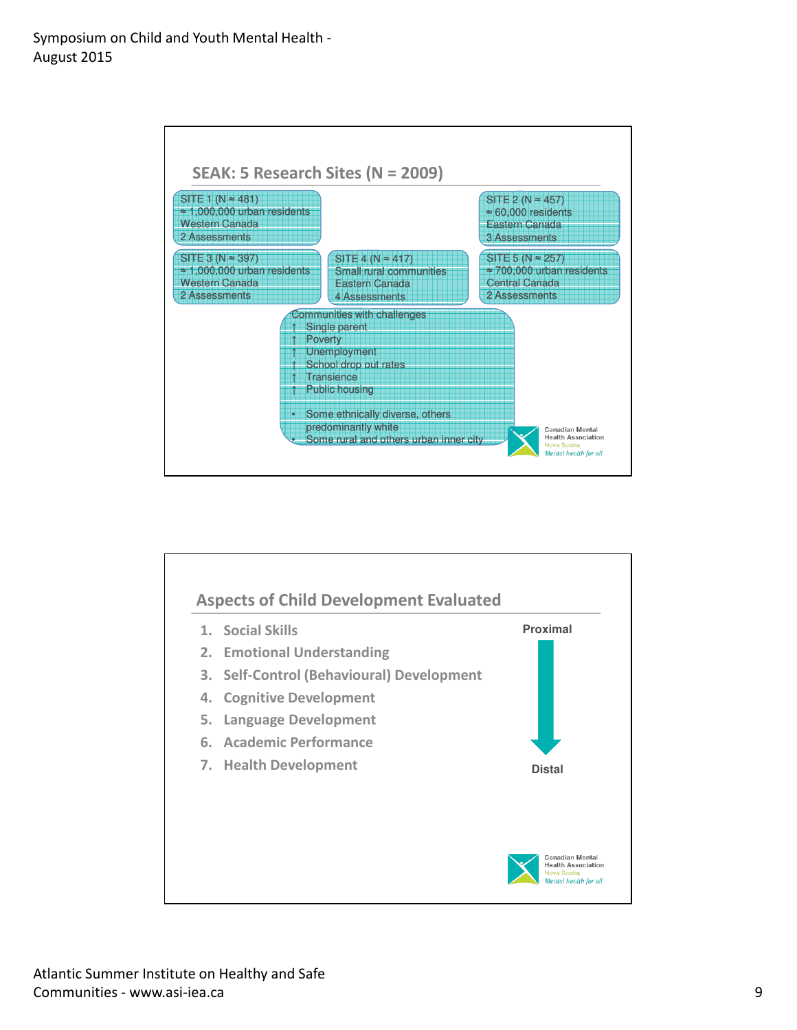## SEAK: 5 Research Sites (N = 2009)

SITE 1 (N ≈ 481)
≈ 1,000,000 urban residents
Western Canada
2 Assessments

SITE 2 (N ≈ 457)
≈ 60,000 residents
Eastern Canada
3 Assessments

SITE 3 (N ≈ 397)
≈ 1,000,000 urban residents
Western Canada
2 Assessments

SITE 4 (N ≈ 417)
Small rural communities
Eastern Canada
4 Assessments

SITE 5 (N ≈ 257)
≈ 700,000 urban residents
Central Canada
2 Assessments

Communities with challenges

- ↑ Single parent
- ↑ Poverty
- ↑ Unemployment
- ↑ School drop out rates
- ↑ Transience
- ↑ Public housing

- Some ethnically diverse, others predominantly white
- Some rural and others urban inner city

Canadian Mental Health Association
Nova Scotia
*Mental health for all*

## Aspects of Child Development Evaluated

1. Social Skills
2. Emotional Understanding
3. Self-Control (Behavioural) Development
4. Cognitive Development
5. Language Development
6. Academic Performance
7. Health Development

Proximal → Distal

Canadian Mental Health Association
Nova Scotia
*Mental health for all*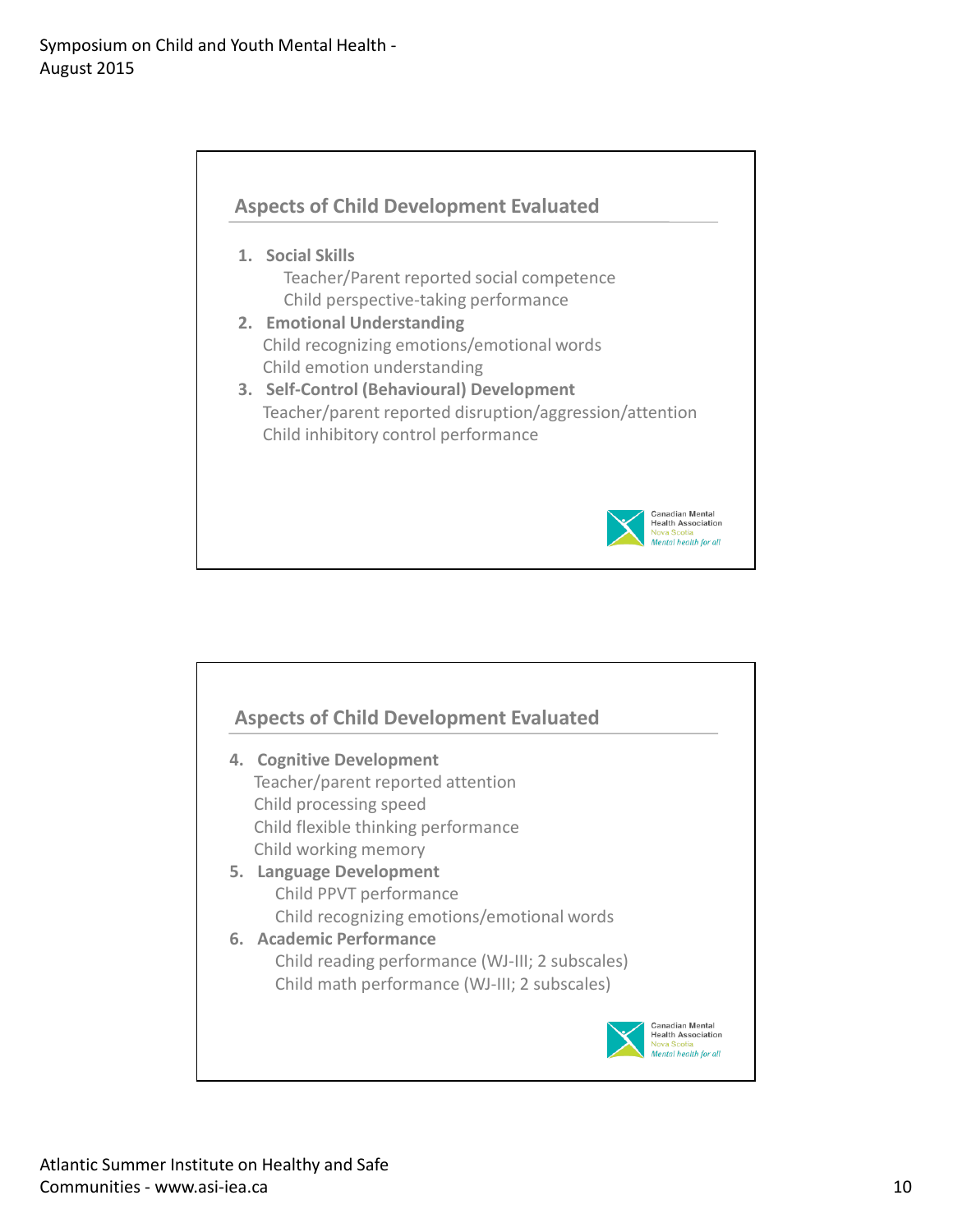## Aspects of Child Development Evaluated

1. **Social Skills**
   - Teacher/Parent reported social competence
   - Child perspective-taking performance
2. **Emotional Understanding**
   - Child recognizing emotions/emotional words
   - Child emotion understanding
3. **Self-Control (Behavioural) Development**
   - Teacher/parent reported disruption/aggression/attention
   - Child inhibitory control performance

Canadian Mental Health Association
Nova Scotia
*Mental health for all*

## Aspects of Child Development Evaluated

4. **Cognitive Development**
   - Teacher/parent reported attention
   - Child processing speed
   - Child flexible thinking performance
   - Child working memory
5. **Language Development**
   - Child PPVT performance
   - Child recognizing emotions/emotional words
6. **Academic Performance**
   - Child reading performance (WJ-III; 2 subscales)
   - Child math performance (WJ-III; 2 subscales)

Canadian Mental Health Association
Nova Scotia
*Mental health for all*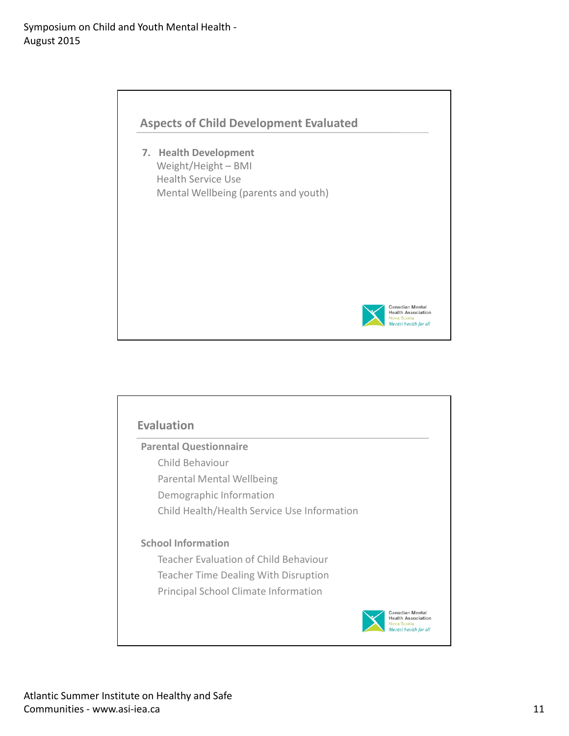## Aspects of Child Development Evaluated

7. **Health Development**
   - Weight/Height – BMI
   - Health Service Use
   - Mental Wellbeing (parents and youth)

Canadian Mental Health Association
Nova Scotia
*Mental health for all*

## Evaluation

**Parental Questionnaire**

- Child Behaviour
- Parental Mental Wellbeing
- Demographic Information
- Child Health/Health Service Use Information

**School Information**

- Teacher Evaluation of Child Behaviour
- Teacher Time Dealing With Disruption
- Principal School Climate Information

Canadian Mental Health Association
Nova Scotia
*Mental health for all*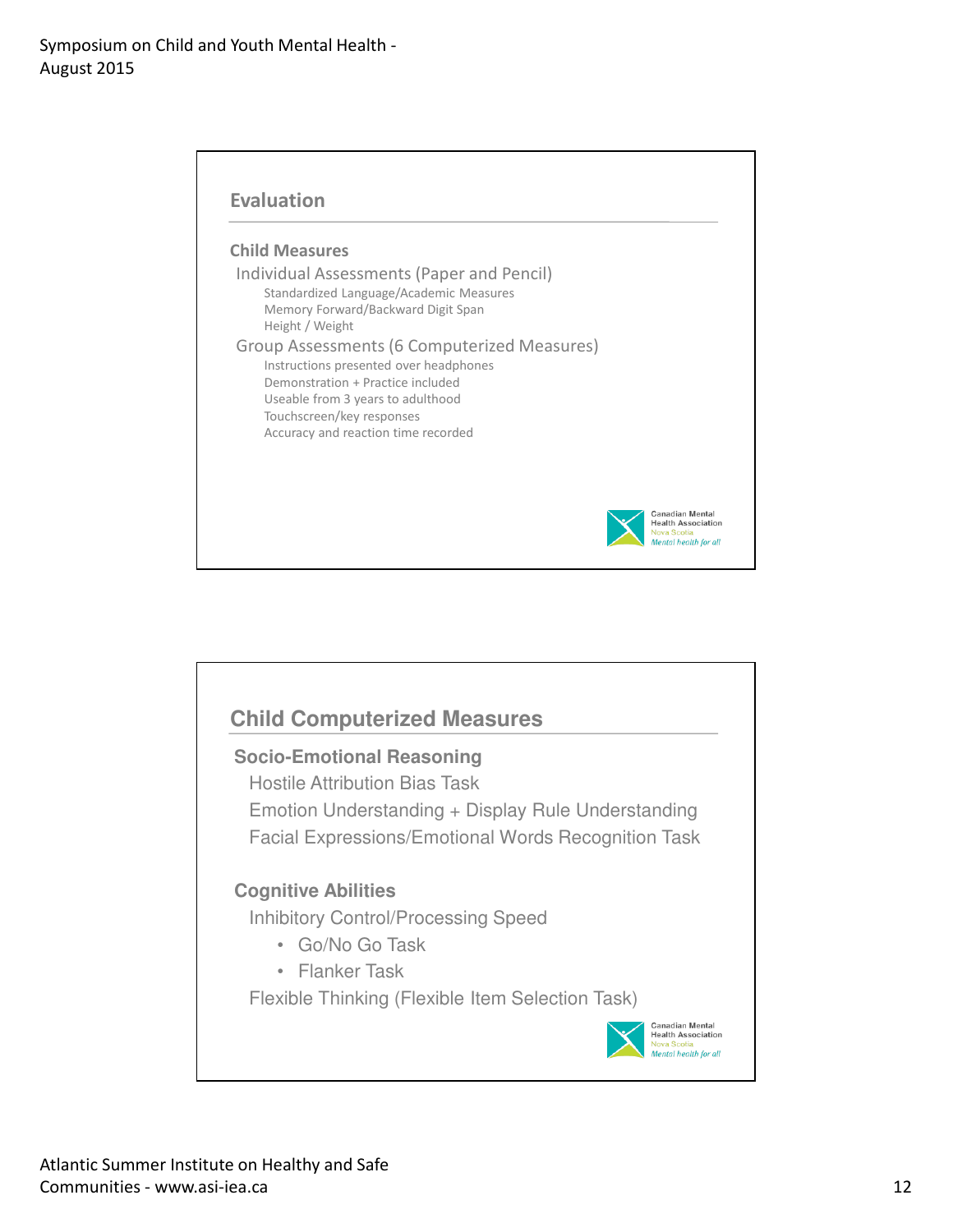## Evaluation

**Child Measures**

Individual Assessments (Paper and Pencil)

- Standardized Language/Academic Measures
- Memory Forward/Backward Digit Span
- Height / Weight

Group Assessments (6 Computerized Measures)

- Instructions presented over headphones
- Demonstration + Practice included
- Useable from 3 years to adulthood
- Touchscreen/key responses
- Accuracy and reaction time recorded

Canadian Mental Health Association
Nova Scotia
*Mental health for all*

## Child Computerized Measures

**Socio-Emotional Reasoning**

- Hostile Attribution Bias Task
- Emotion Understanding + Display Rule Understanding
- Facial Expressions/Emotional Words Recognition Task

**Cognitive Abilities**

- Inhibitory Control/Processing Speed
  - Go/No Go Task
  - Flanker Task
- Flexible Thinking (Flexible Item Selection Task)

Canadian Mental Health Association
Nova Scotia
*Mental health for all*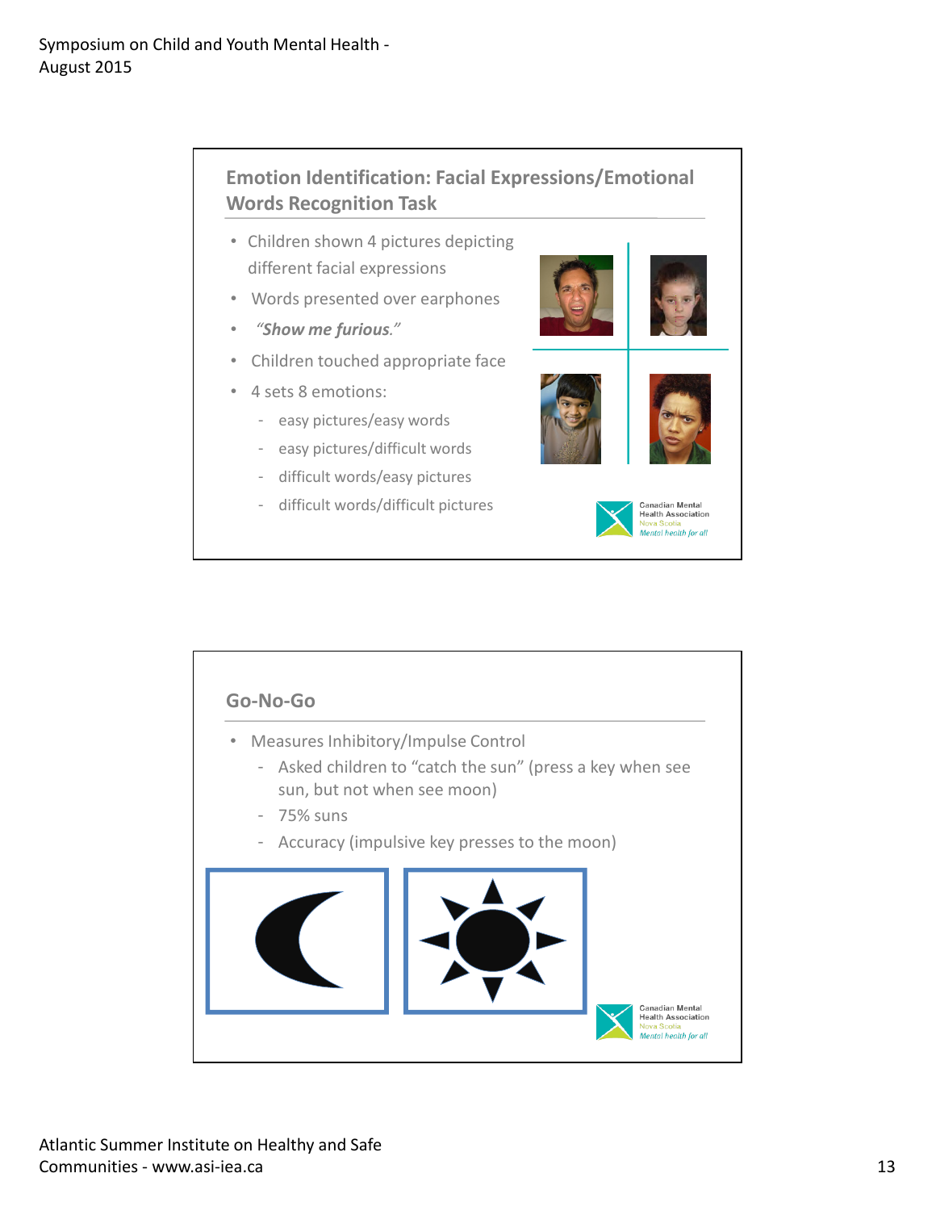## Emotion Identification: Facial Expressions/Emotional Words Recognition Task

- Children shown 4 pictures depicting different facial expressions
- Words presented over earphones
- *"Show me furious."*
- Children touched appropriate face
- 4 sets 8 emotions:
  - easy pictures/easy words
  - easy pictures/difficult words
  - difficult words/easy pictures
  - difficult words/difficult pictures

Canadian Mental Health Association
Nova Scotia
*Mental health for all*

## Go-No-Go

- Measures Inhibitory/Impulse Control
  - Asked children to "catch the sun" (press a key when see sun, but not when see moon)
  - 75% suns
  - Accuracy (impulsive key presses to the moon)

Canadian Mental Health Association
Nova Scotia
*Mental health for all*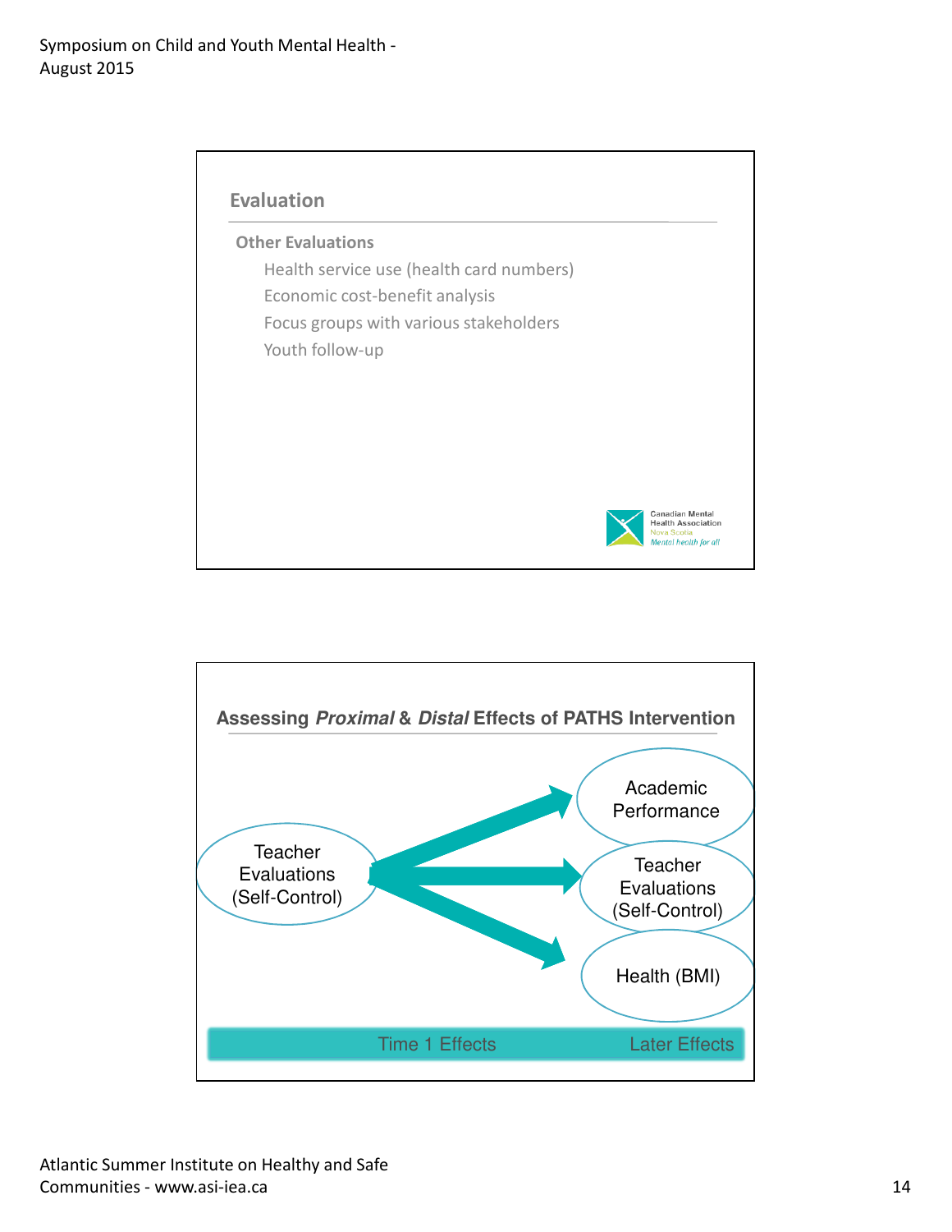## Evaluation

**Other Evaluations**

- Health service use (health card numbers)
- Economic cost-benefit analysis
- Focus groups with various stakeholders
- Youth follow-up

Canadian Mental Health Association
Nova Scotia
*Mental health for all*

## Assessing *Proximal* & *Distal* Effects of PATHS Intervention

Teacher Evaluations (Self-Control) → Academic Performance

Teacher Evaluations (Self-Control) → Teacher Evaluations (Self-Control)

Teacher Evaluations (Self-Control) → Health (BMI)

Time 1 Effects — Later Effects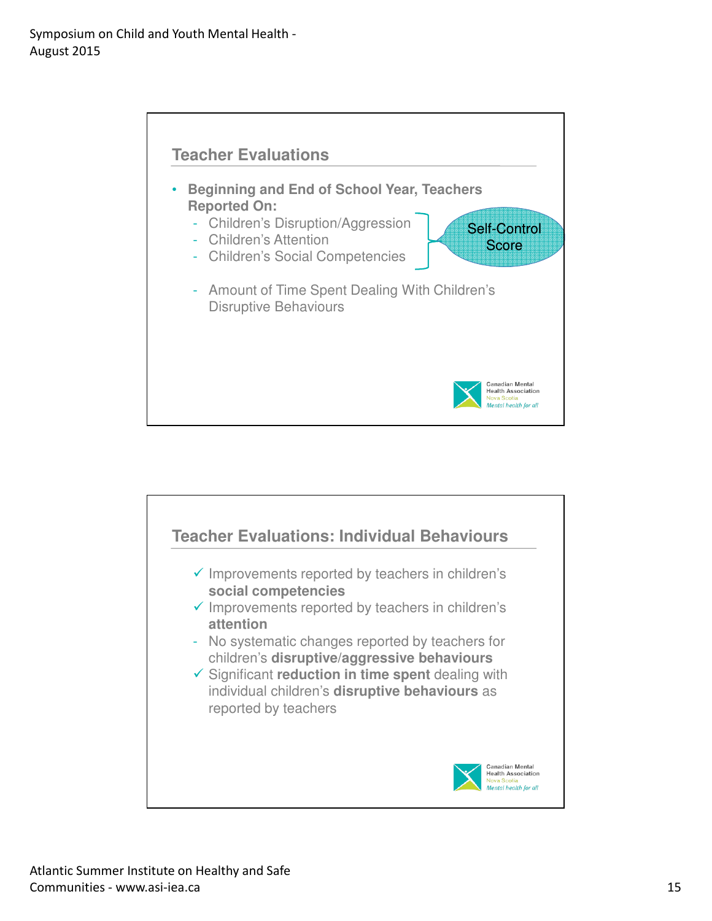## Teacher Evaluations

- **Beginning and End of School Year, Teachers Reported On:**
  - Children's Disruption/Aggression
  - Children's Attention
  - Children's Social Competencies

  (Self-Control Score)

  - Amount of Time Spent Dealing With Children's Disruptive Behaviours

## Teacher Evaluations: Individual Behaviours

- ✓ Improvements reported by teachers in children's **social competencies**
- ✓ Improvements reported by teachers in children's **attention**
- No systematic changes reported by teachers for children's **disruptive/aggressive behaviours**
- ✓ Significant **reduction in time spent** dealing with individual children's **disruptive behaviours** as reported by teachers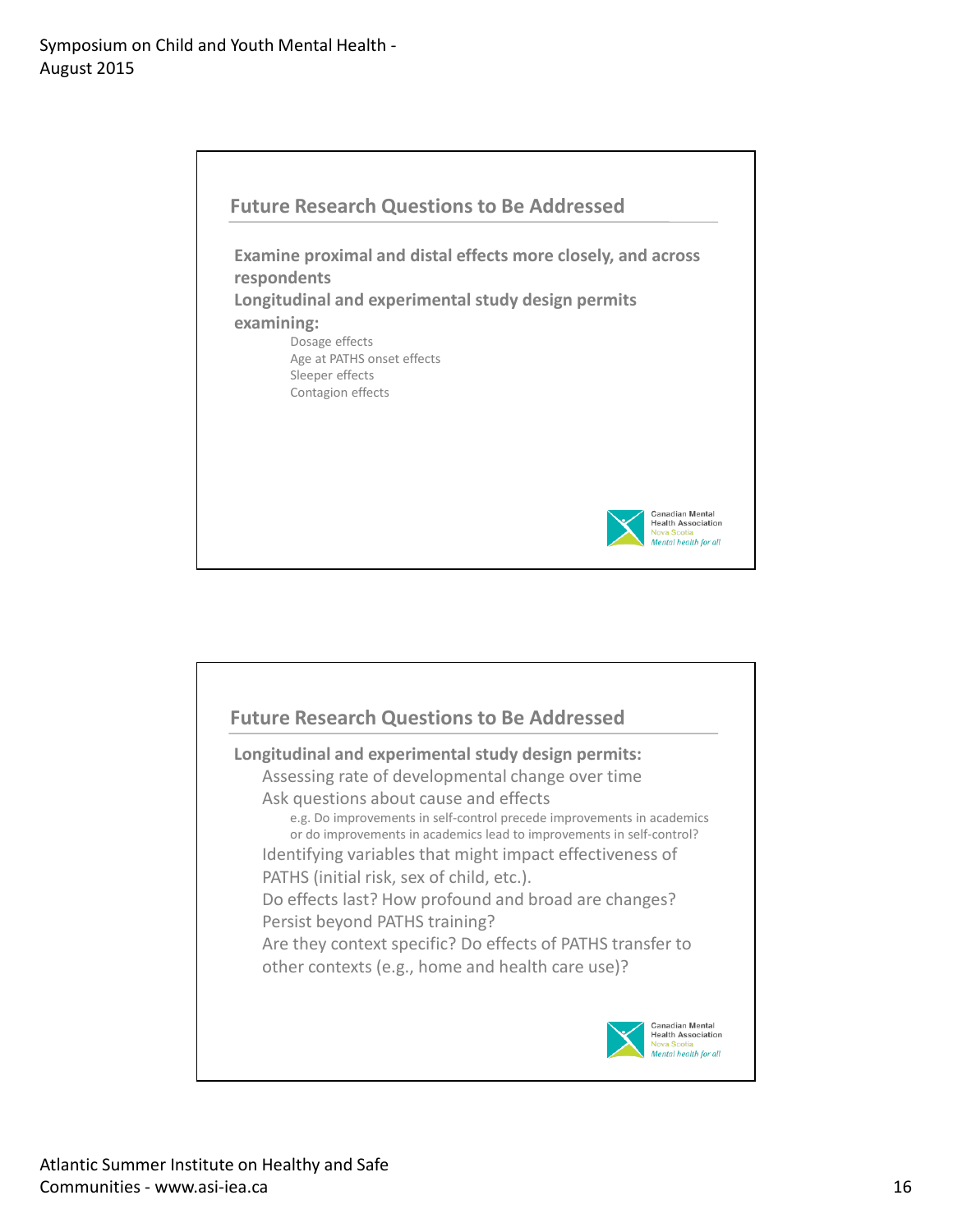## Future Research Questions to Be Addressed

**Examine proximal and distal effects more closely, and across respondents**

**Longitudinal and experimental study design permits examining:**

- Dosage effects
- Age at PATHS onset effects
- Sleeper effects
- Contagion effects

Canadian Mental Health Association
Nova Scotia
*Mental health for all*

## Future Research Questions to Be Addressed

**Longitudinal and experimental study design permits:**

- Assessing rate of developmental change over time
- Ask questions about cause and effects
  - e.g. Do improvements in self-control precede improvements in academics or do improvements in academics lead to improvements in self-control?
- Identifying variables that might impact effectiveness of PATHS (initial risk, sex of child, etc.).
- Do effects last? How profound and broad are changes? Persist beyond PATHS training?
- Are they context specific? Do effects of PATHS transfer to other contexts (e.g., home and health care use)?

Canadian Mental Health Association
Nova Scotia
*Mental health for all*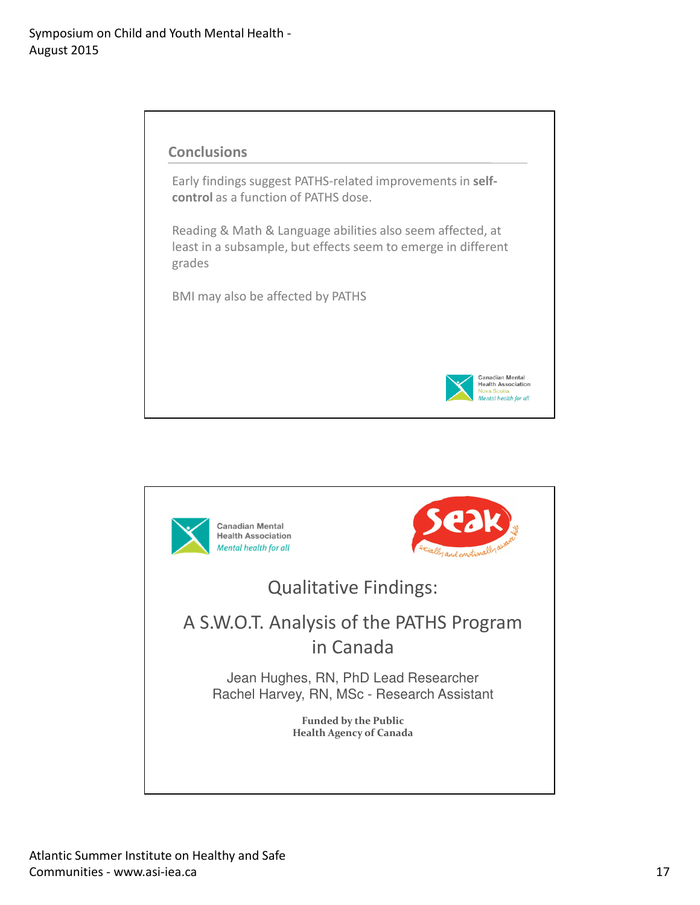## Conclusions

Early findings suggest PATHS-related improvements in **self-control** as a function of PATHS dose.

Reading & Math & Language abilities also seem affected, at least in a subsample, but effects seem to emerge in different grades

BMI may also be affected by PATHS

Canadian Mental Health Association
Nova Scotia
*Mental health for all*

---

Canadian Mental Health Association
*Mental health for all*

seak
socially and emotionally aware kids

# Qualitative Findings:

# A S.W.O.T. Analysis of the PATHS Program in Canada

Jean Hughes, RN, PhD Lead Researcher
Rachel Harvey, RN, MSc - Research Assistant

**Funded by the Public Health Agency of Canada**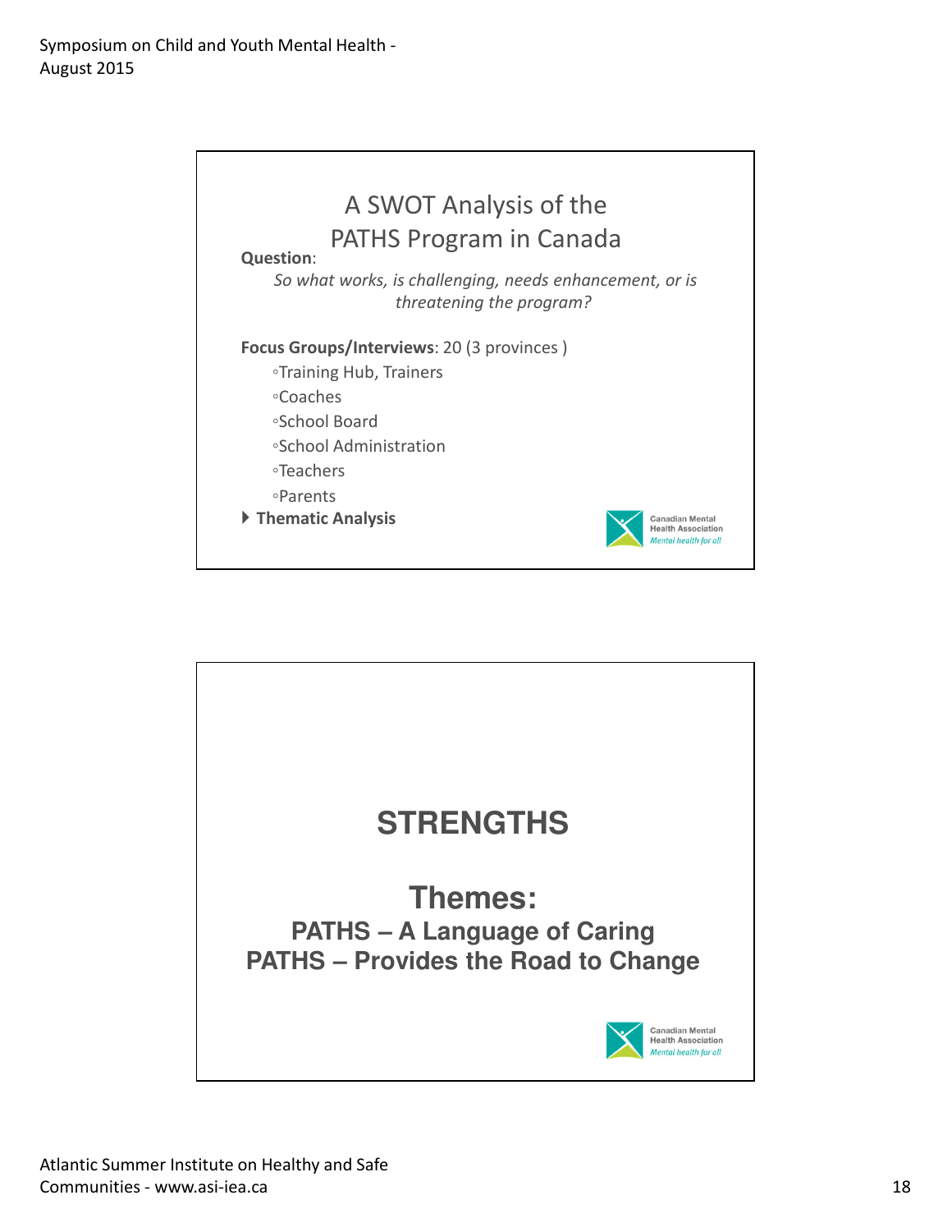## A SWOT Analysis of the PATHS Program in Canada

**Question**:

*So what works, is challenging, needs enhancement, or is threatening the program?*

**Focus Groups/Interviews**: 20 (3 provinces )

- Training Hub, Trainers
- Coaches
- School Board
- School Administration
- Teachers
- Parents

- **Thematic Analysis**

Canadian Mental Health Association
*Mental health for all*

## STRENGTHS

## Themes:

**PATHS – A Language of Caring**

**PATHS – Provides the Road to Change**

Canadian Mental Health Association
*Mental health for all*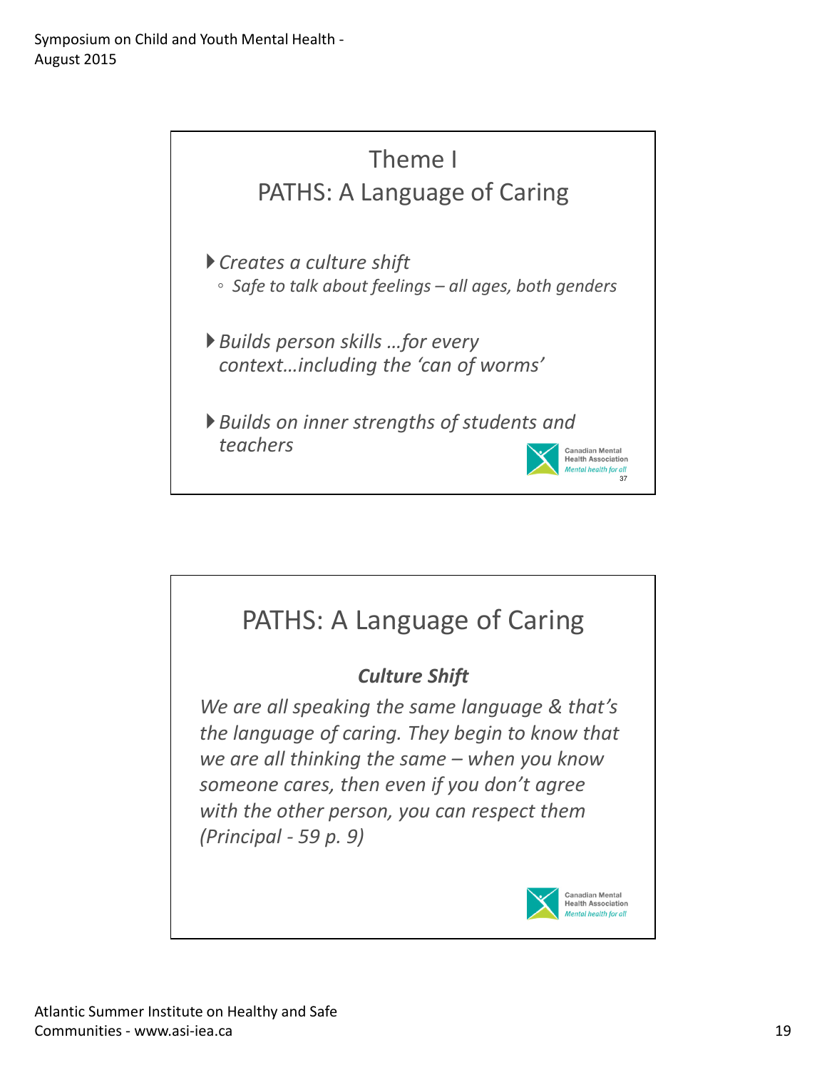## Theme I
## PATHS: A Language of Caring

- *Creates a culture shift*
  - *Safe to talk about feelings – all ages, both genders*
- *Builds person skills …for every context…including the 'can of worms'*
- *Builds on inner strengths of students and teachers*

Canadian Mental Health Association
*Mental health for all*

## PATHS: A Language of Caring

***Culture Shift***

*We are all speaking the same language & that's the language of caring. They begin to know that we are all thinking the same – when you know someone cares, then even if you don't agree with the other person, you can respect them (Principal - 59 p. 9)*

Canadian Mental Health Association
*Mental health for all*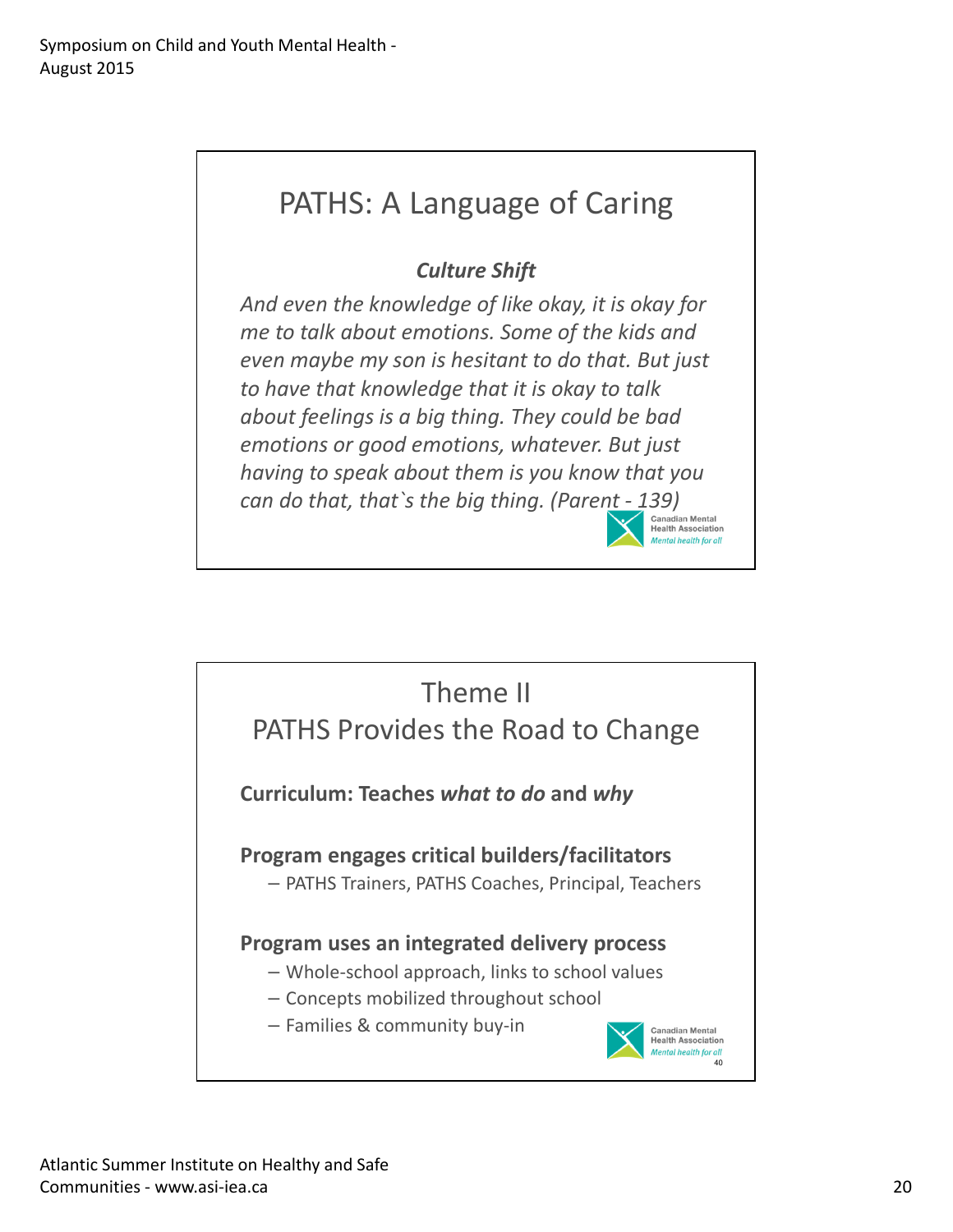## PATHS: A Language of Caring

***Culture Shift***

*And even the knowledge of like okay, it is okay for me to talk about emotions. Some of the kids and even maybe my son is hesitant to do that. But just to have that knowledge that it is okay to talk about feelings is a big thing. They could be bad emotions or good emotions, whatever. But just having to speak about them is you know that you can do that, that`s the big thing. (Parent - 139)*

Canadian Mental Health Association
*Mental health for all*

## Theme II
## PATHS Provides the Road to Change

**Curriculum: Teaches *what to do* and *why***

**Program engages critical builders/facilitators**

- PATHS Trainers, PATHS Coaches, Principal, Teachers

**Program uses an integrated delivery process**

- Whole-school approach, links to school values
- Concepts mobilized throughout school
- Families & community buy-in

Canadian Mental Health Association
*Mental health for all*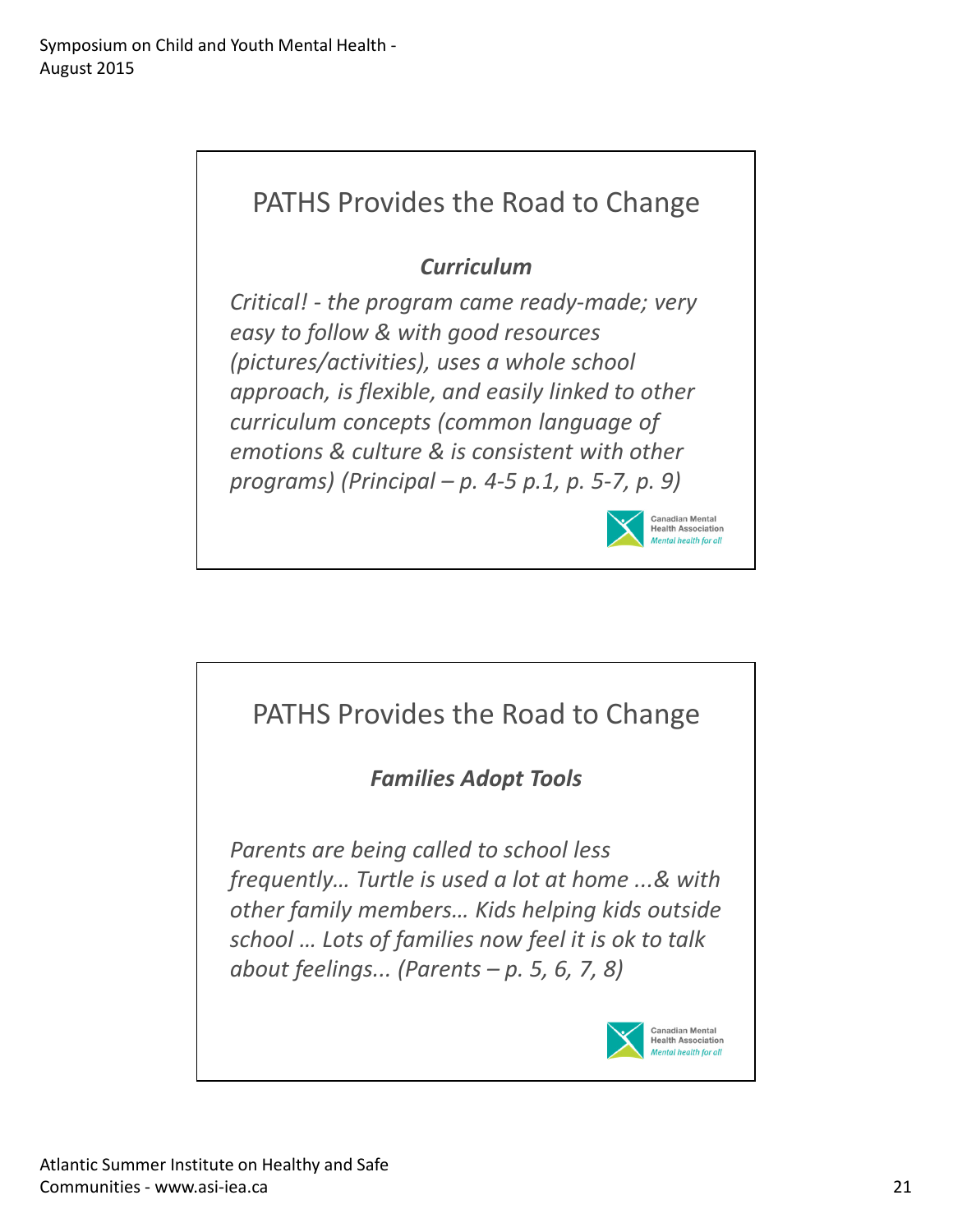## PATHS Provides the Road to Change

***Curriculum***

*Critical! - the program came ready-made; very easy to follow & with good resources (pictures/activities), uses a whole school approach, is flexible, and easily linked to other curriculum concepts (common language of emotions & culture & is consistent with other programs) (Principal – p. 4-5 p.1, p. 5-7, p. 9)*

Canadian Mental Health Association
*Mental health for all*

## PATHS Provides the Road to Change

***Families Adopt Tools***

*Parents are being called to school less frequently… Turtle is used a lot at home ...& with other family members… Kids helping kids outside school … Lots of families now feel it is ok to talk about feelings... (Parents – p. 5, 6, 7, 8)*

Canadian Mental Health Association
*Mental health for all*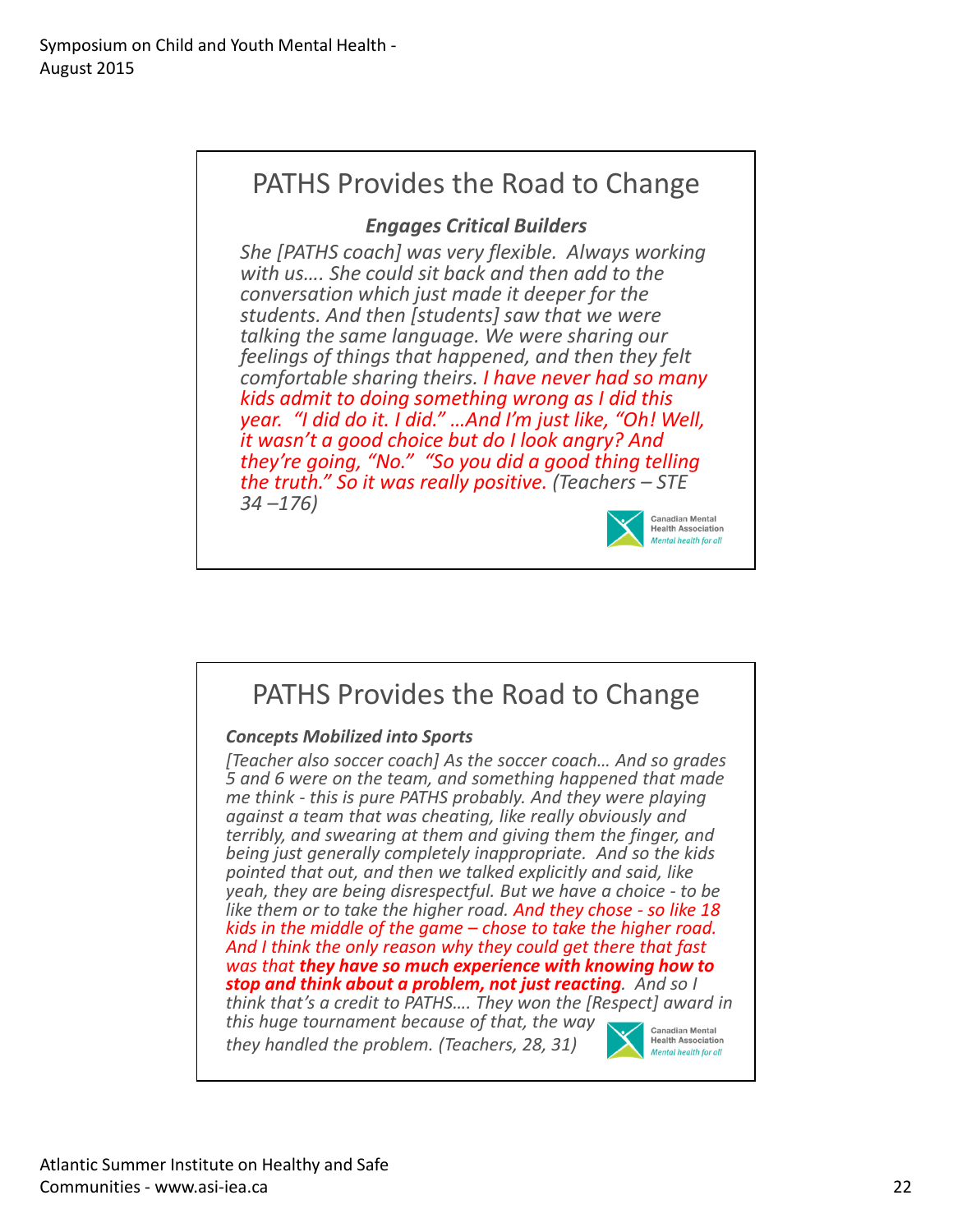## PATHS Provides the Road to Change

***Engages Critical Builders***

*She [PATHS coach] was very flexible. Always working with us…. She could sit back and then add to the conversation which just made it deeper for the students. And then [students] saw that we were talking the same language. We were sharing our feelings of things that happened, and then they felt comfortable sharing theirs. I have never had so many kids admit to doing something wrong as I did this year. "I did do it. I did." …And I'm just like, "Oh! Well, it wasn't a good choice but do I look angry? And they're going, "No." "So you did a good thing telling the truth." So it was really positive. (Teachers – STE 34 –176)*

Canadian Mental Health Association
*Mental health for all*

## PATHS Provides the Road to Change

***Concepts Mobilized into Sports***

*[Teacher also soccer coach] As the soccer coach… And so grades 5 and 6 were on the team, and something happened that made me think - this is pure PATHS probably. And they were playing against a team that was cheating, like really obviously and terribly, and swearing at them and giving them the finger, and being just generally completely inappropriate. And so the kids pointed that out, and then we talked explicitly and said, like yeah, they are being disrespectful. But we have a choice - to be like them or to take the higher road. And they chose - so like 18 kids in the middle of the game – chose to take the higher road. And I think the only reason why they could get there that fast was that **they have so much experience with knowing how to stop and think about a problem, not just reacting**. And so I think that's a credit to PATHS…. They won the [Respect] award in this huge tournament because of that, the way they handled the problem. (Teachers, 28, 31)*

Canadian Mental Health Association
*Mental health for all*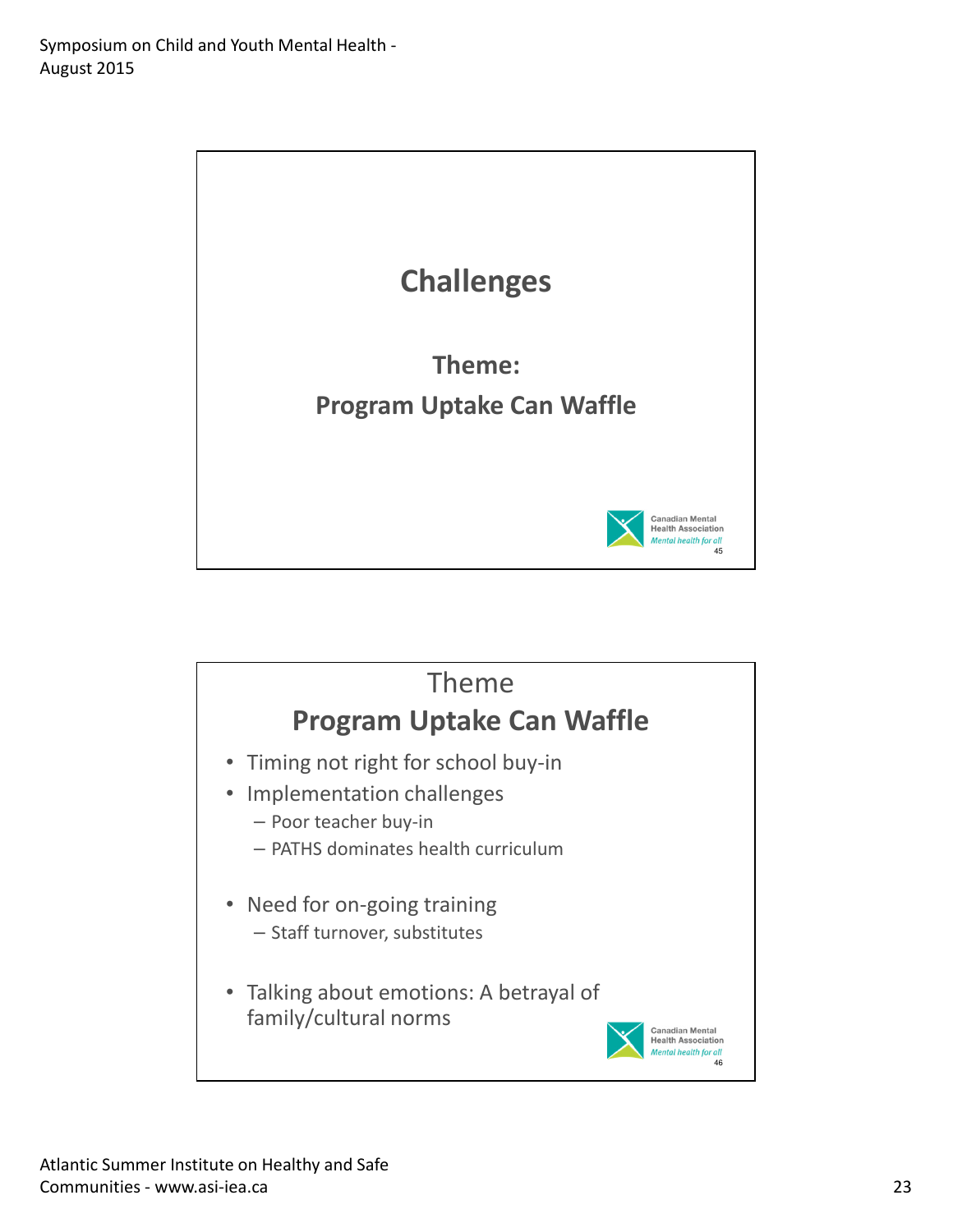## Challenges

**Theme:**

**Program Uptake Can Waffle**

Canadian Mental Health Association
*Mental health for all*

## Theme
## Program Uptake Can Waffle

- Timing not right for school buy-in
- Implementation challenges
  - Poor teacher buy-in
  - PATHS dominates health curriculum
- Need for on-going training
  - Staff turnover, substitutes
- Talking about emotions: A betrayal of family/cultural norms

Canadian Mental Health Association
*Mental health for all*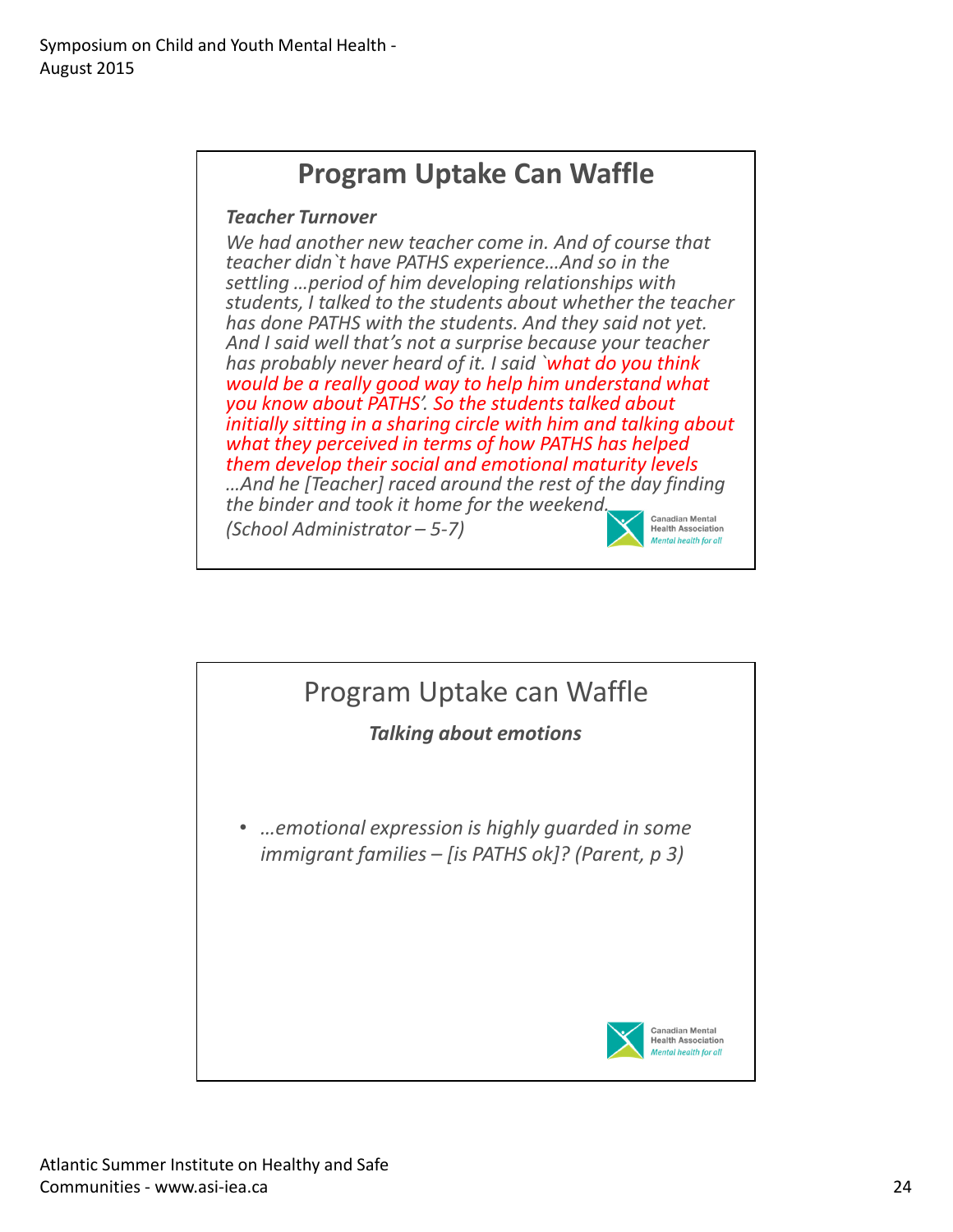## Program Uptake Can Waffle

***Teacher Turnover***

*We had another new teacher come in. And of course that teacher didn`t have PATHS experience…And so in the settling …period of him developing relationships with students, I talked to the students about whether the teacher has done PATHS with the students. And they said not yet. And I said well that's not a surprise because your teacher has probably never heard of it. I said `what do you think would be a really good way to help him understand what you know about PATHS'. So the students talked about initially sitting in a sharing circle with him and talking about what they perceived in terms of how PATHS has helped them develop their social and emotional maturity levels …And he [Teacher] raced around the rest of the day finding the binder and took it home for the weekend.*

*(School Administrator – 5-7)*

Canadian Mental Health Association
*Mental health for all*

## Program Uptake can Waffle

***Talking about emotions***

- *…emotional expression is highly guarded in some immigrant families – [is PATHS ok]? (Parent, p 3)*

Canadian Mental Health Association
*Mental health for all*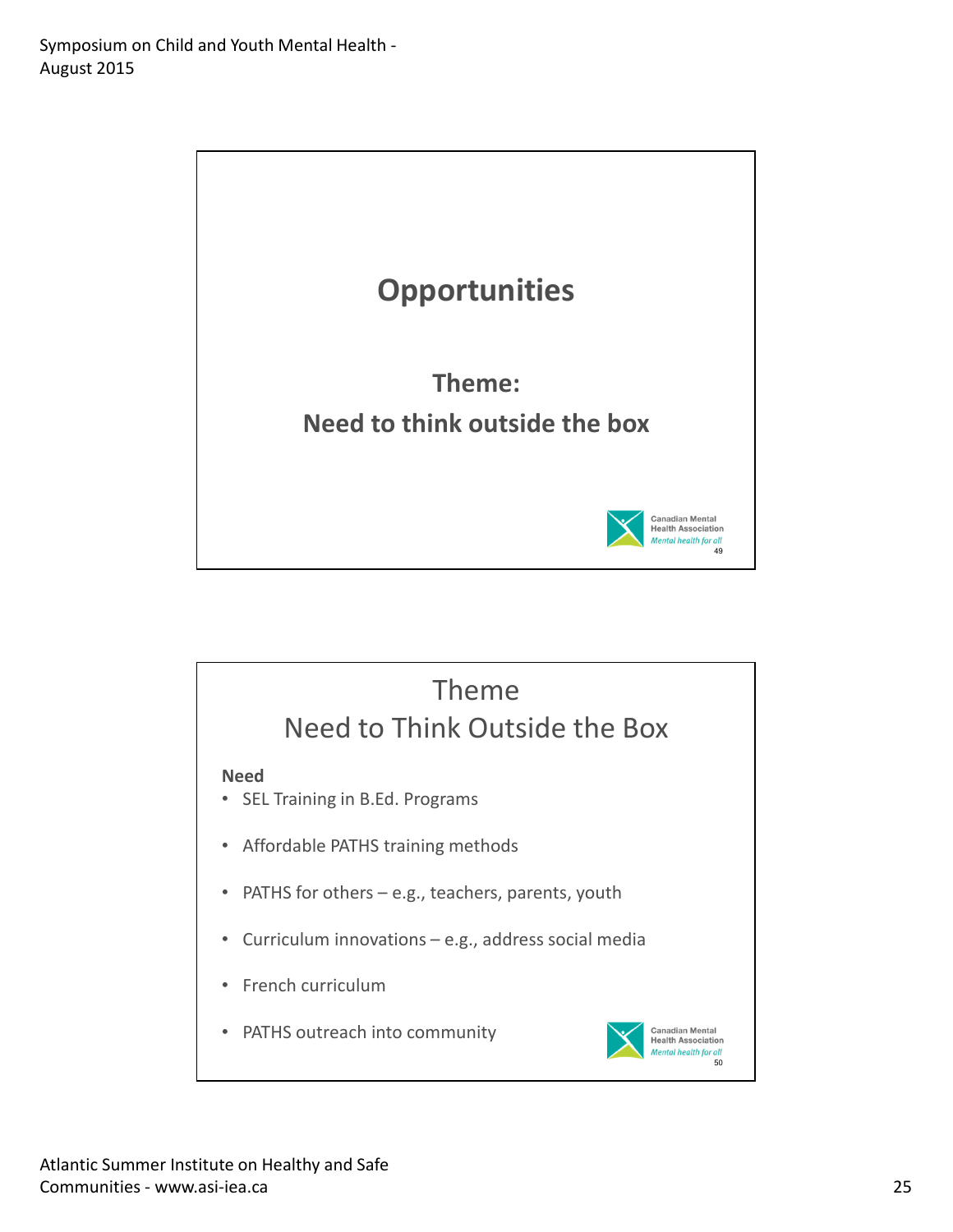## Opportunities

**Theme:**

**Need to think outside the box**

## Theme
## Need to Think Outside the Box

**Need**

- SEL Training in B.Ed. Programs
- Affordable PATHS training methods
- PATHS for others – e.g., teachers, parents, youth
- Curriculum innovations – e.g., address social media
- French curriculum
- PATHS outreach into community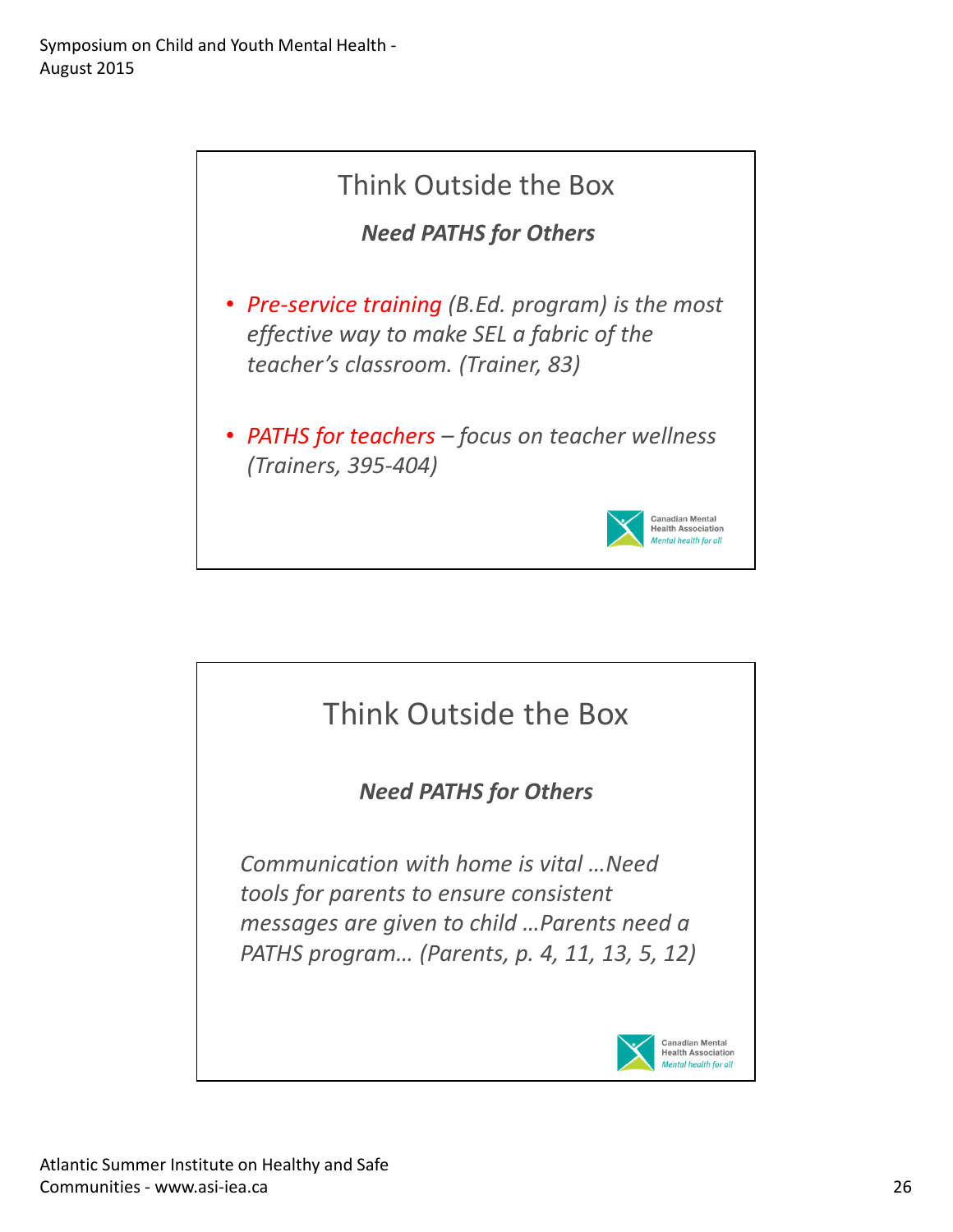## Think Outside the Box

***Need PATHS for Others***

- *Pre-service training (B.Ed. program) is the most effective way to make SEL a fabric of the teacher's classroom. (Trainer, 83)*
- *PATHS for teachers – focus on teacher wellness (Trainers, 395-404)*

Canadian Mental Health Association
*Mental health for all*

## Think Outside the Box

***Need PATHS for Others***

*Communication with home is vital …Need tools for parents to ensure consistent messages are given to child …Parents need a PATHS program… (Parents, p. 4, 11, 13, 5, 12)*

Canadian Mental Health Association
*Mental health for all*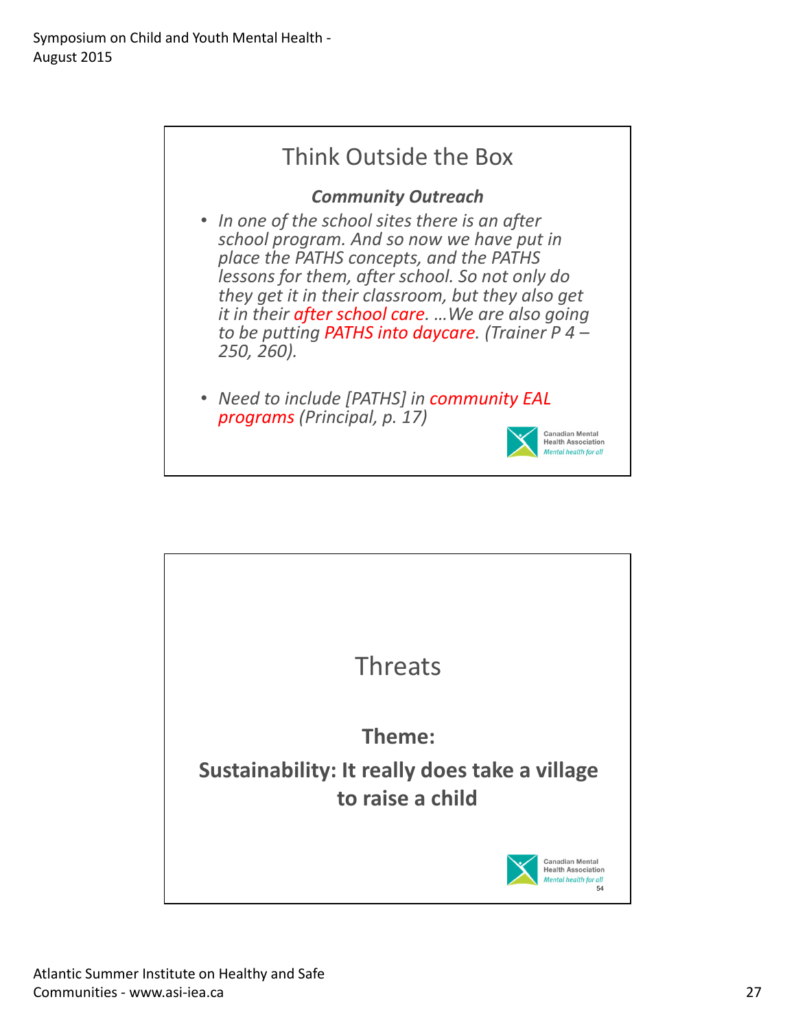## Think Outside the Box

***Community Outreach***

- *In one of the school sites there is an after school program. And so now we have put in place the PATHS concepts, and the PATHS lessons for them, after school. So not only do they get it in their classroom, but they also get it in their after school care. …We are also going to be putting PATHS into daycare. (Trainer P 4 – 250, 260).*

- *Need to include [PATHS] in community EAL programs (Principal, p. 17)*

Canadian Mental Health Association
*Mental health for all*

## Threats

**Theme:**

**Sustainability: It really does take a village to raise a child**

Canadian Mental Health Association
*Mental health for all*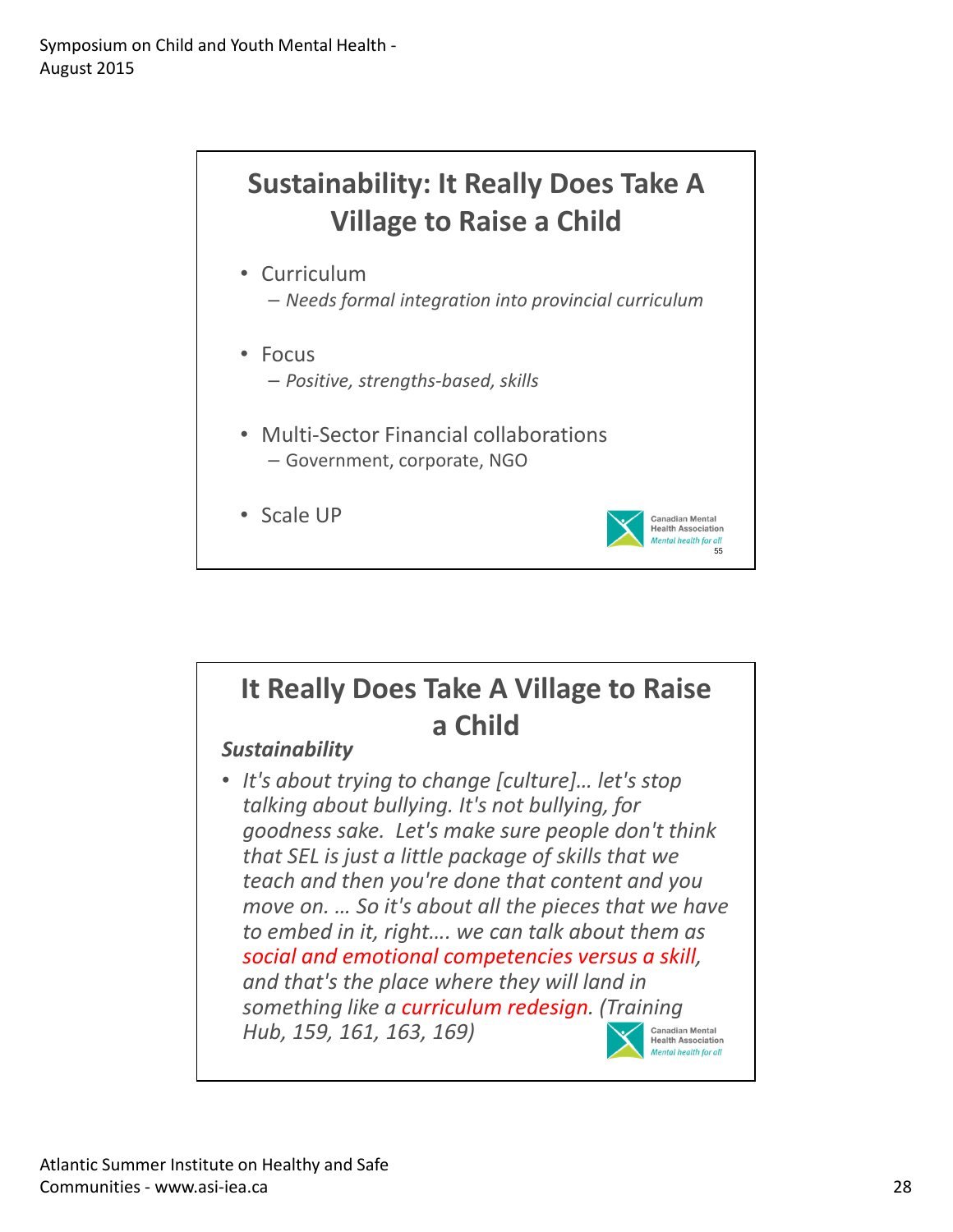## Sustainability: It Really Does Take A Village to Raise a Child

- Curriculum
  - *Needs formal integration into provincial curriculum*
- Focus
  - *Positive, strengths-based, skills*
- Multi-Sector Financial collaborations
  - Government, corporate, NGO
- Scale UP

## It Really Does Take A Village to Raise a Child

***Sustainability***

- *It's about trying to change [culture]… let's stop talking about bullying. It's not bullying, for goodness sake. Let's make sure people don't think that SEL is just a little package of skills that we teach and then you're done that content and you move on. … So it's about all the pieces that we have to embed in it, right…. we can talk about them as social and emotional competencies versus a skill, and that's the place where they will land in something like a curriculum redesign. (Training Hub, 159, 161, 163, 169)*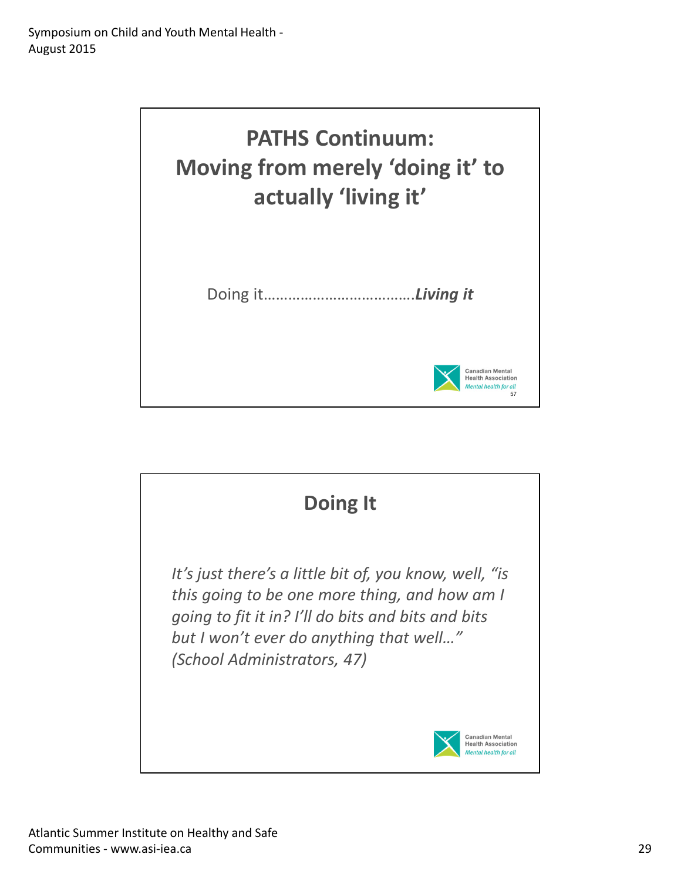## PATHS Continuum: Moving from merely 'doing it' to actually 'living it'

Doing it……………………………….***Living it***

## Doing It

*It's just there's a little bit of, you know, well, "is this going to be one more thing, and how am I going to fit it in? I'll do bits and bits and bits but I won't ever do anything that well…" (School Administrators, 47)*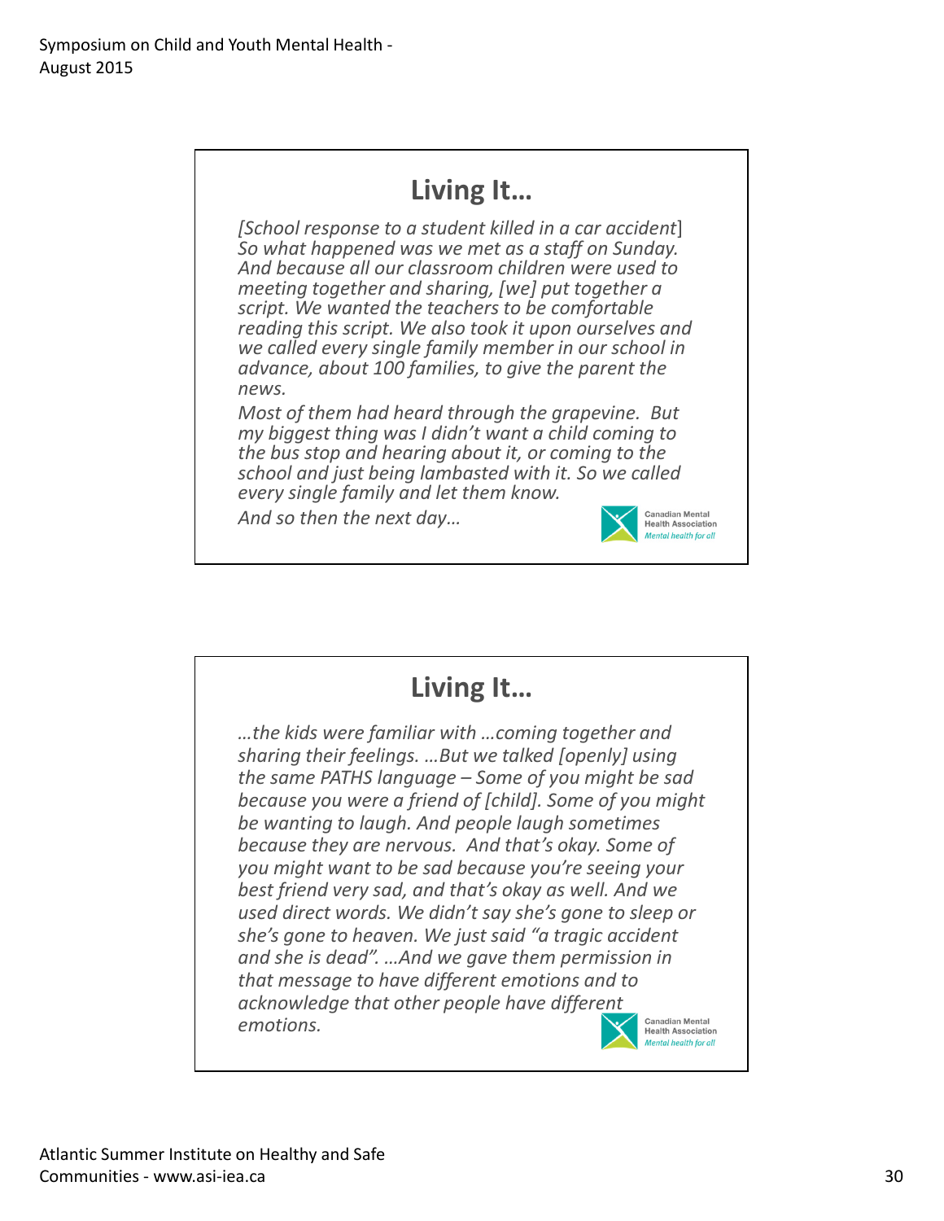## Living It…

*[School response to a student killed in a car accident] So what happened was we met as a staff on Sunday. And because all our classroom children were used to meeting together and sharing, [we] put together a script. We wanted the teachers to be comfortable reading this script. We also took it upon ourselves and we called every single family member in our school in advance, about 100 families, to give the parent the news.*

*Most of them had heard through the grapevine. But my biggest thing was I didn't want a child coming to the bus stop and hearing about it, or coming to the school and just being lambasted with it. So we called every single family and let them know.*

*And so then the next day…*

Canadian Mental Health Association
*Mental health for all*

## Living It…

*…the kids were familiar with …coming together and sharing their feelings. …But we talked [openly] using the same PATHS language – Some of you might be sad because you were a friend of [child]. Some of you might be wanting to laugh. And people laugh sometimes because they are nervous. And that's okay. Some of you might want to be sad because you're seeing your best friend very sad, and that's okay as well. And we used direct words. We didn't say she's gone to sleep or she's gone to heaven. We just said "a tragic accident and she is dead". …And we gave them permission in that message to have different emotions and to acknowledge that other people have different emotions.*

Canadian Mental Health Association
*Mental health for all*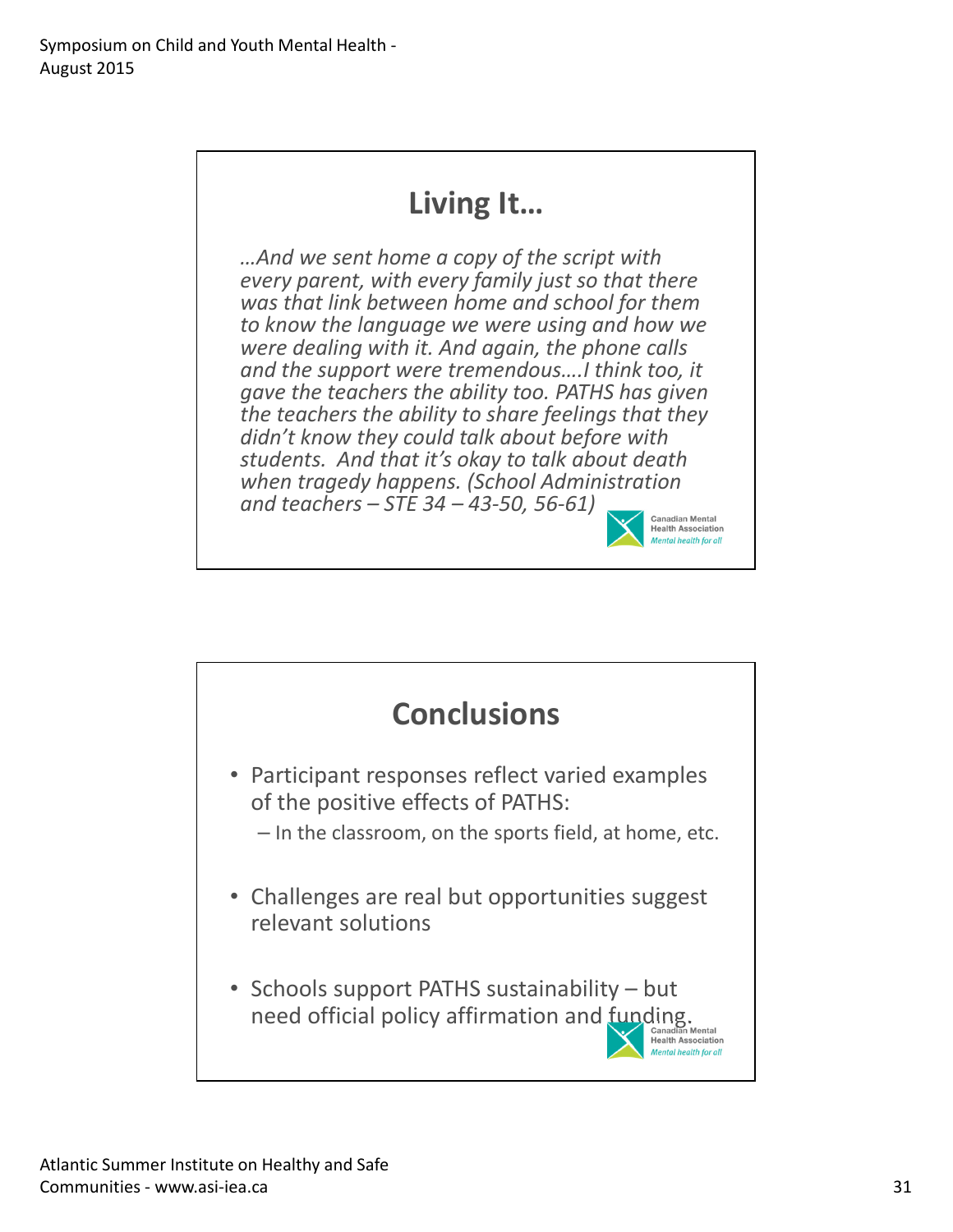## Living It…

*…And we sent home a copy of the script with every parent, with every family just so that there was that link between home and school for them to know the language we were using and how we were dealing with it. And again, the phone calls and the support were tremendous….I think too, it gave the teachers the ability too. PATHS has given the teachers the ability to share feelings that they didn't know they could talk about before with students. And that it's okay to talk about death when tragedy happens. (School Administration and teachers – STE 34 – 43-50, 56-61)*

## Conclusions

- Participant responses reflect varied examples of the positive effects of PATHS:
  - In the classroom, on the sports field, at home, etc.
- Challenges are real but opportunities suggest relevant solutions
- Schools support PATHS sustainability – but need official policy affirmation and funding.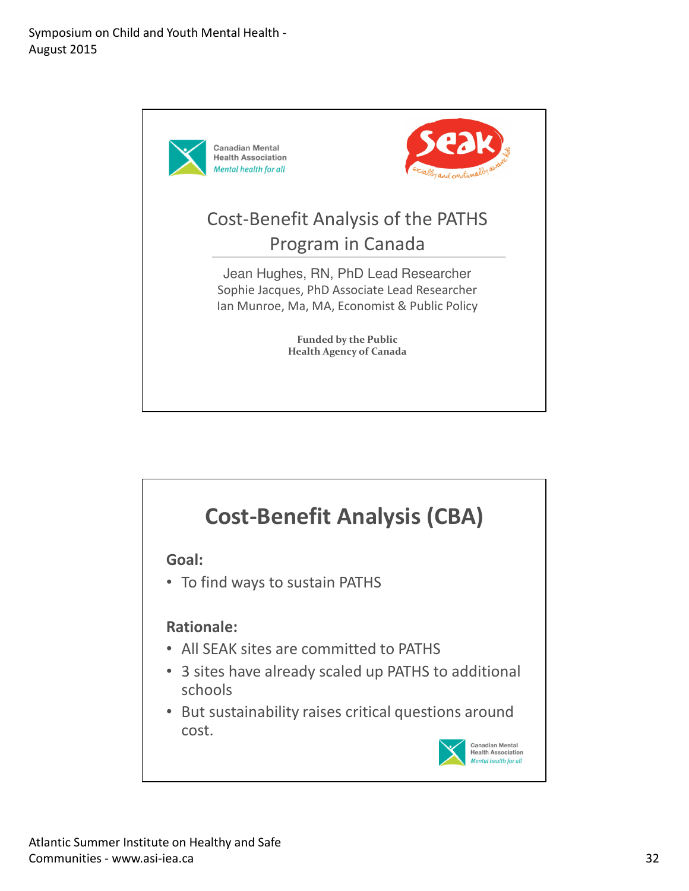Canadian Mental Health Association
*Mental health for all*

SEAK – socially and emotionally aware kids

## Cost-Benefit Analysis of the PATHS Program in Canada

Jean Hughes, RN, PhD Lead Researcher
Sophie Jacques, PhD Associate Lead Researcher
Ian Munroe, Ma, MA, Economist & Public Policy

**Funded by the Public Health Agency of Canada**

## Cost-Benefit Analysis (CBA)

**Goal:**

- To find ways to sustain PATHS

**Rationale:**

- All SEAK sites are committed to PATHS
- 3 sites have already scaled up PATHS to additional schools
- But sustainability raises critical questions around cost.

Canadian Mental Health Association
*Mental health for all*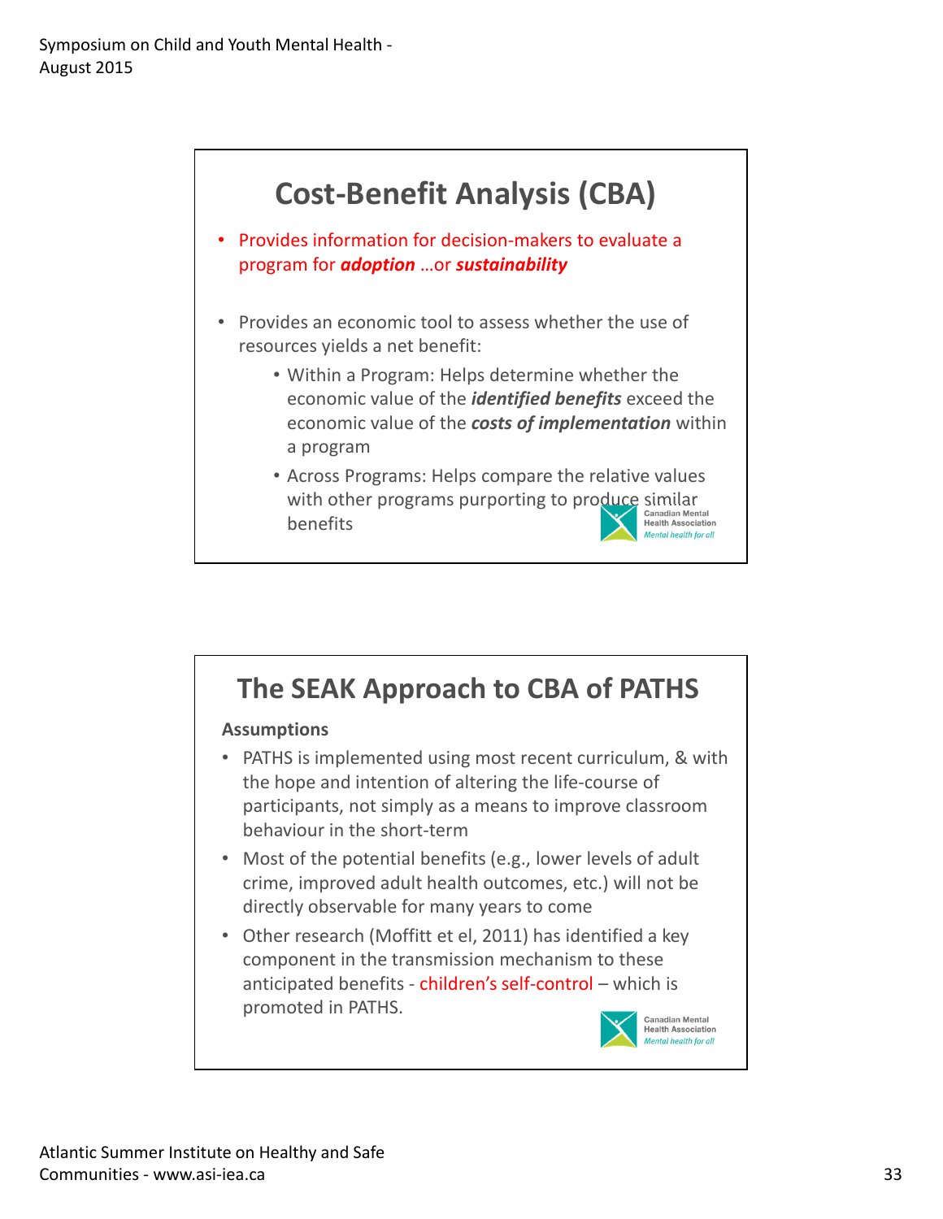## Cost-Benefit Analysis (CBA)

- Provides information for decision-makers to evaluate a program for ***adoption*** …or ***sustainability***

- Provides an economic tool to assess whether the use of resources yields a net benefit:
  - Within a Program: Helps determine whether the economic value of the ***identified benefits*** exceed the economic value of the ***costs of implementation*** within a program
  - Across Programs: Helps compare the relative values with other programs purporting to produce similar benefits

Canadian Mental Health Association
*Mental health for all*

## The SEAK Approach to CBA of PATHS

**Assumptions**

- PATHS is implemented using most recent curriculum, & with the hope and intention of altering the life-course of participants, not simply as a means to improve classroom behaviour in the short-term
- Most of the potential benefits (e.g., lower levels of adult crime, improved adult health outcomes, etc.) will not be directly observable for many years to come
- Other research (Moffitt et el, 2011) has identified a key component in the transmission mechanism to these anticipated benefits - children's self-control – which is promoted in PATHS.

Canadian Mental Health Association
*Mental health for all*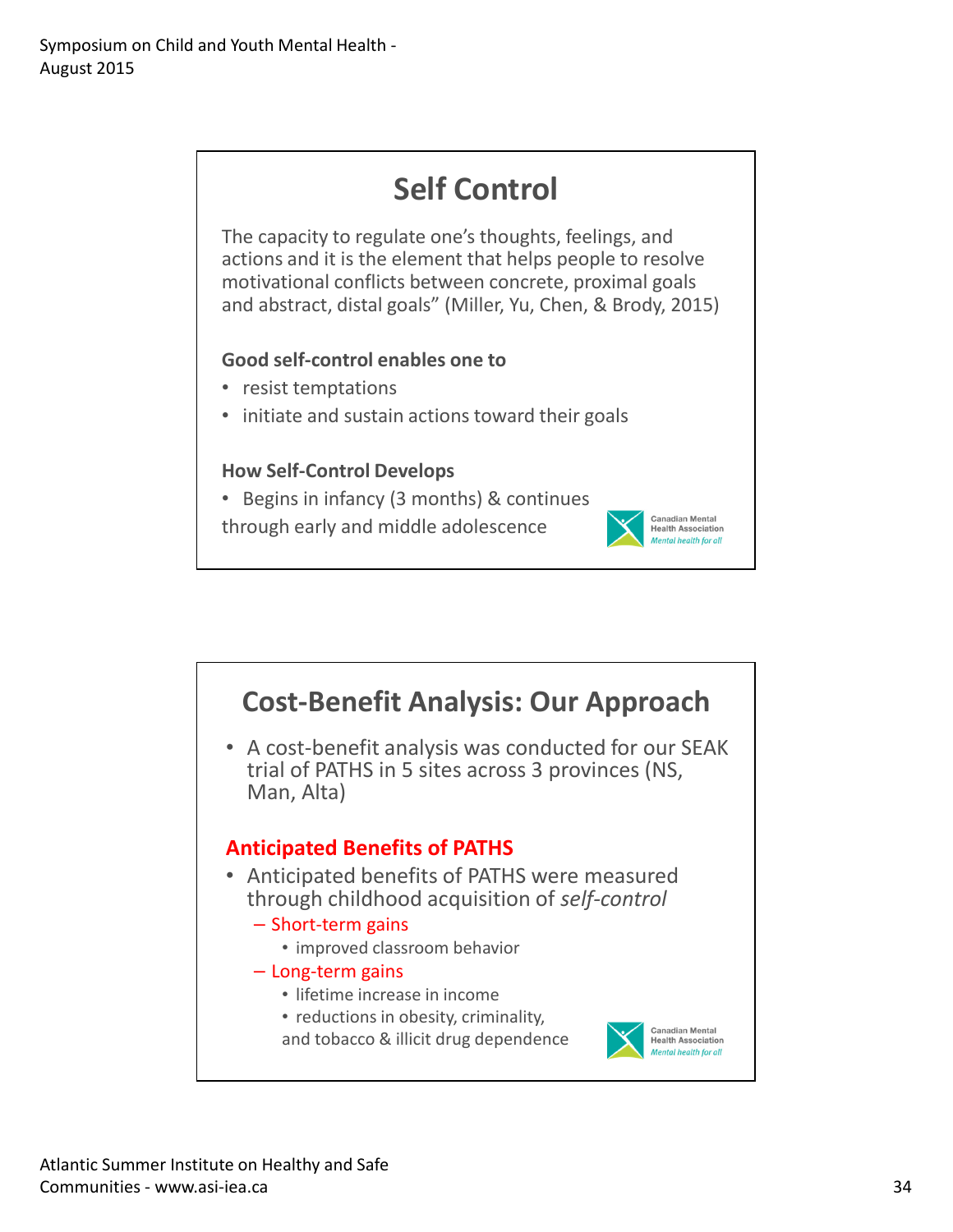## Self Control

The capacity to regulate one's thoughts, feelings, and actions and it is the element that helps people to resolve motivational conflicts between concrete, proximal goals and abstract, distal goals" (Miller, Yu, Chen, & Brody, 2015)

**Good self-control enables one to**

- resist temptations
- initiate and sustain actions toward their goals

**How Self-Control Develops**

- Begins in infancy (3 months) & continues through early and middle adolescence

Canadian Mental Health Association
*Mental health for all*

## Cost-Benefit Analysis: Our Approach

- A cost-benefit analysis was conducted for our SEAK trial of PATHS in 5 sites across 3 provinces (NS, Man, Alta)

**Anticipated Benefits of PATHS**

- Anticipated benefits of PATHS were measured through childhood acquisition of *self-control*
  - Short-term gains
    - improved classroom behavior
  - Long-term gains
    - lifetime increase in income
    - reductions in obesity, criminality, and tobacco & illicit drug dependence

Canadian Mental Health Association
*Mental health for all*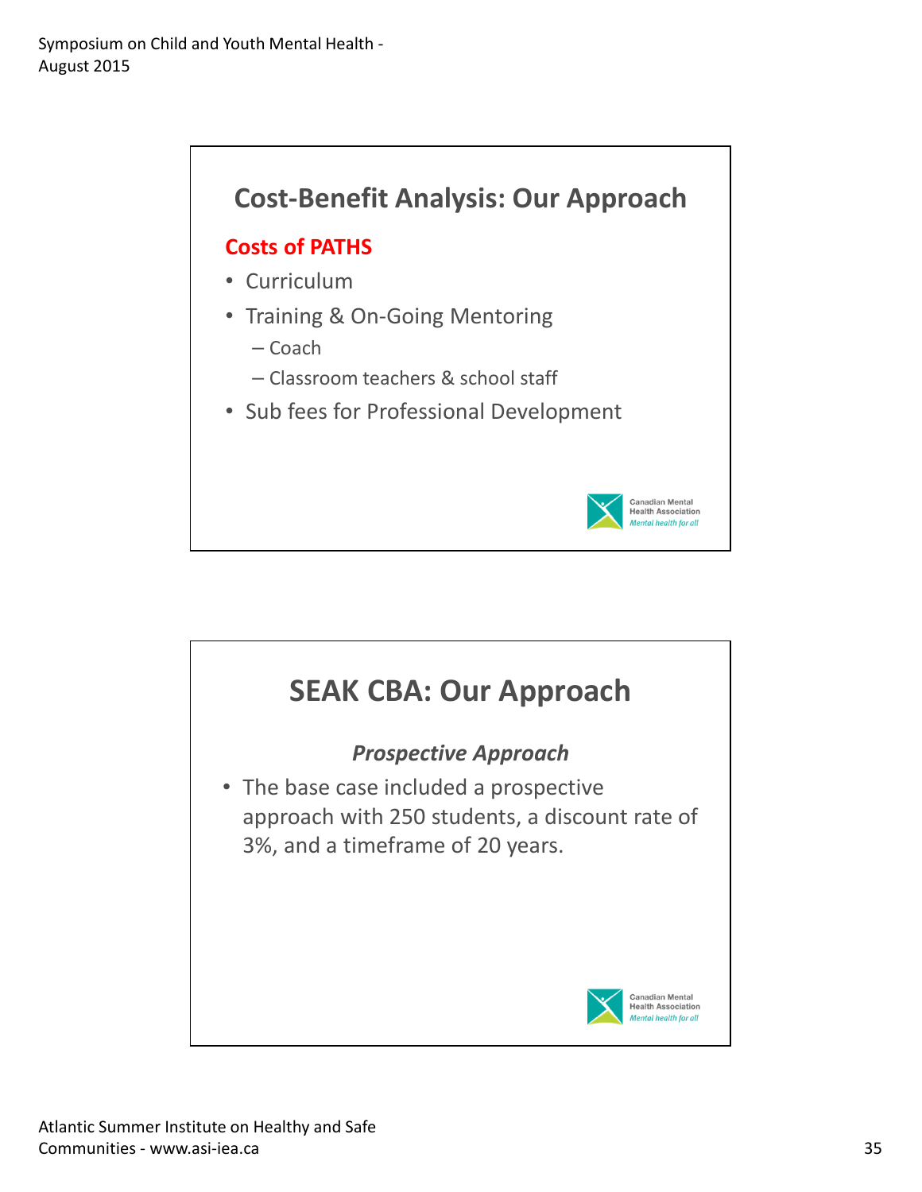## Cost-Benefit Analysis: Our Approach

**Costs of PATHS**

- Curriculum
- Training & On-Going Mentoring
  - Coach
  - Classroom teachers & school staff
- Sub fees for Professional Development

## SEAK CBA: Our Approach

***Prospective Approach***

- The base case included a prospective approach with 250 students, a discount rate of 3%, and a timeframe of 20 years.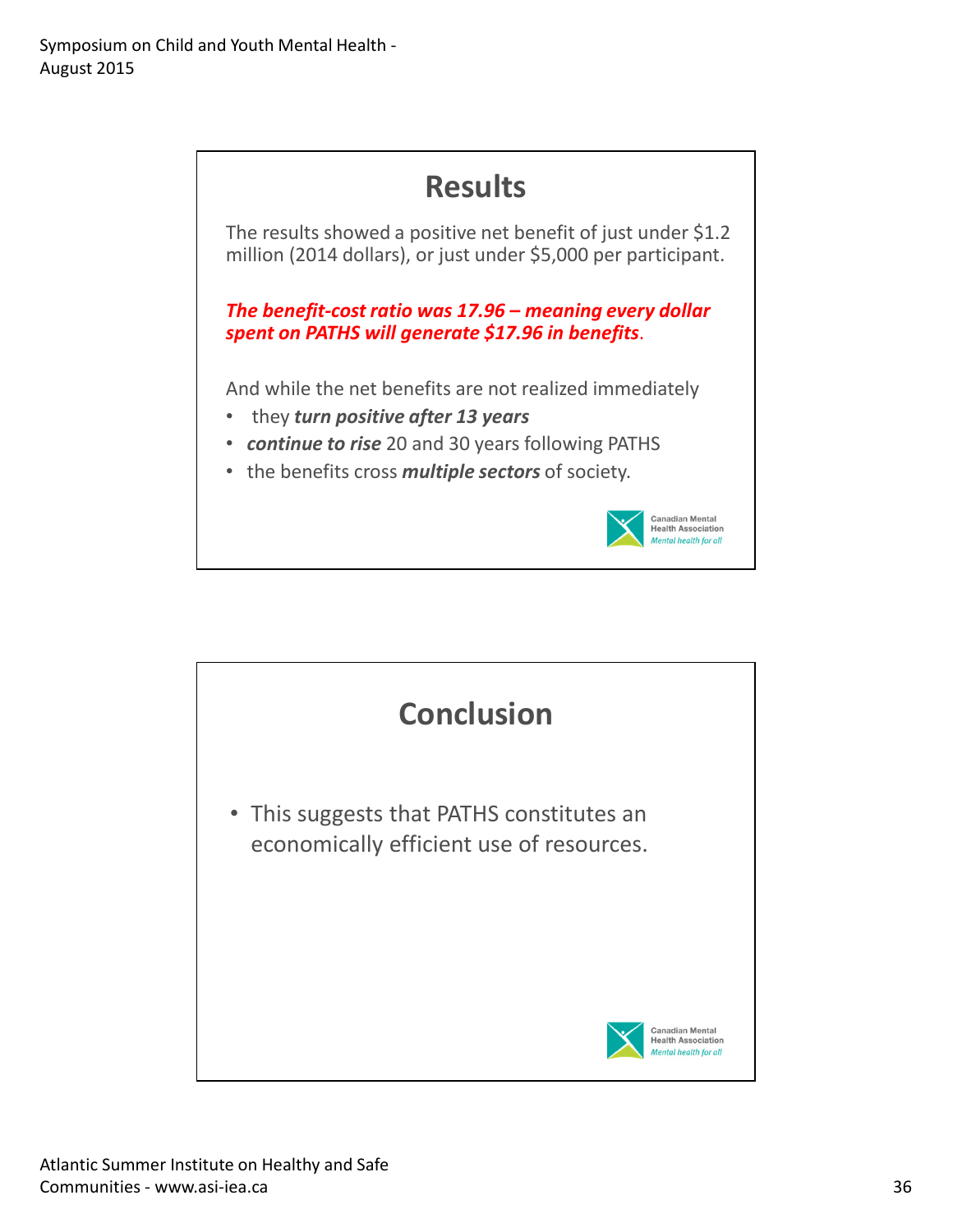## Results

The results showed a positive net benefit of just under $1.2 million (2014 dollars), or just under $5,000 per participant.

***The benefit-cost ratio was 17.96 – meaning every dollar spent on PATHS will generate $17.96 in benefits***.

And while the net benefits are not realized immediately

- they ***turn positive after 13 years***
- ***continue to rise*** 20 and 30 years following PATHS
- the benefits cross ***multiple sectors*** of society.

Canadian Mental Health Association
*Mental health for all*

## Conclusion

- This suggests that PATHS constitutes an economically efficient use of resources.

Canadian Mental Health Association
*Mental health for all*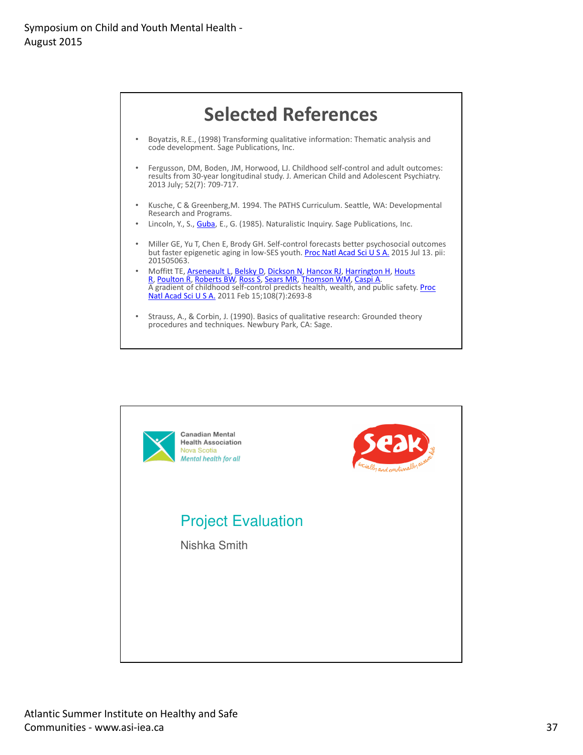## Selected References

- Boyatzis, R.E., (1998) Transforming qualitative information: Thematic analysis and code development. Sage Publications, Inc.
- Fergusson, DM, Boden, JM, Horwood, LJ. Childhood self-control and adult outcomes: results from 30-year longitudinal study. J. American Child and Adolescent Psychiatry. 2013 July; 52(7): 709-717.
- Kusche, C & Greenberg,M. 1994. The PATHS Curriculum. Seattle, WA: Developmental Research and Programs.
- Lincoln, Y., S., Guba, E., G. (1985). Naturalistic Inquiry. Sage Publications, Inc.
- Miller GE, Yu T, Chen E, Brody GH. Self-control forecasts better psychosocial outcomes but faster epigenetic aging in low-SES youth. Proc Natl Acad Sci U S A. 2015 Jul 13. pii: 201505063.
- Moffitt TE, Arseneault L, Belsky D, Dickson N, Hancox RJ, Harrington H, Houts R, Poulton R, Roberts BW, Ross S, Sears MR, Thomson WM, Caspi A. A gradient of childhood self-control predicts health, wealth, and public safety. Proc Natl Acad Sci U S A. 2011 Feb 15;108(7):2693-8
- Strauss, A., & Corbin, J. (1990). Basics of qualitative research: Grounded theory procedures and techniques. Newbury Park, CA: Sage.

Canadian Mental Health Association
Nova Scotia
*Mental health for all*

Seak
socially and emotionally aware kids

## Project Evaluation

Nishka Smith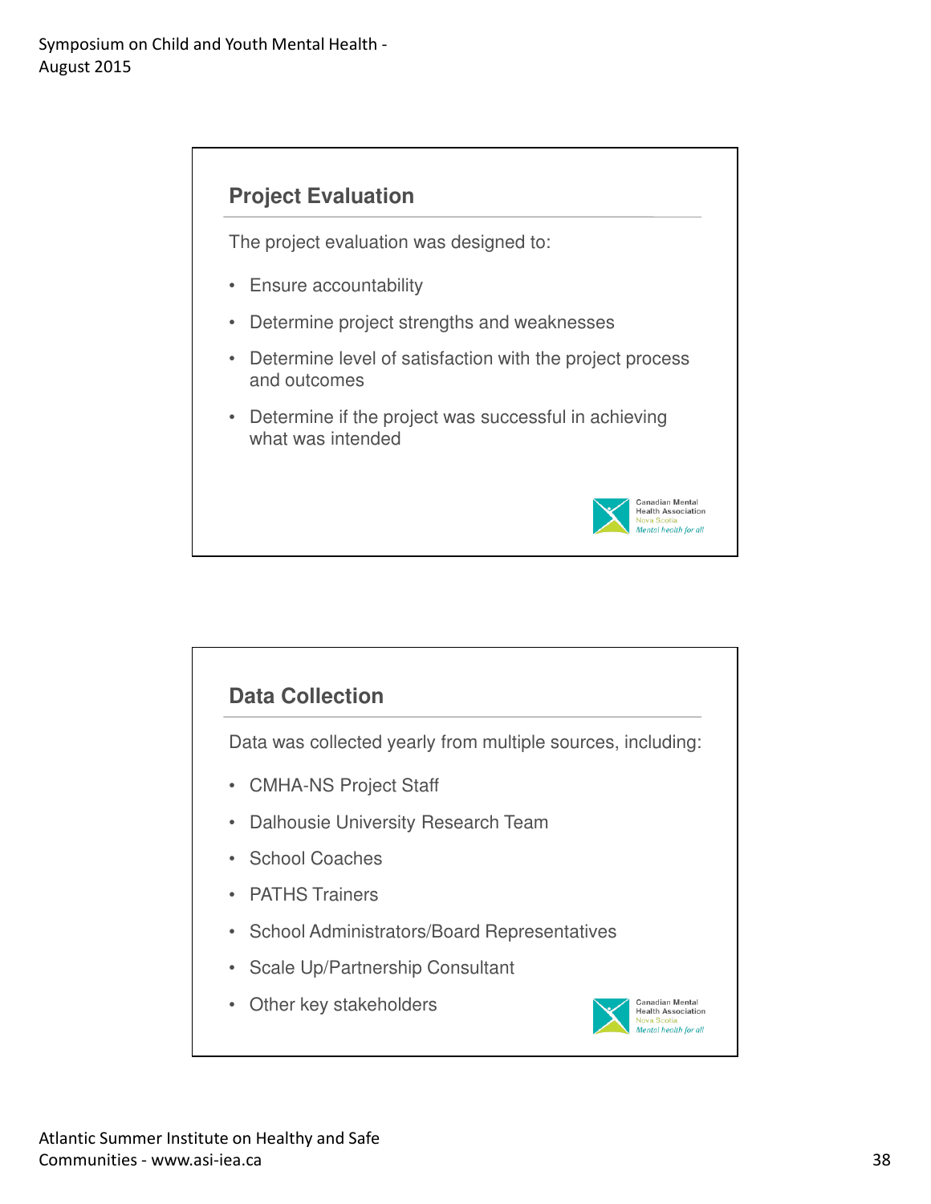## Project Evaluation

The project evaluation was designed to:

- Ensure accountability
- Determine project strengths and weaknesses
- Determine level of satisfaction with the project process and outcomes
- Determine if the project was successful in achieving what was intended

Canadian Mental Health Association
Nova Scotia
*Mental health for all*

## Data Collection

Data was collected yearly from multiple sources, including:

- CMHA-NS Project Staff
- Dalhousie University Research Team
- School Coaches
- PATHS Trainers
- School Administrators/Board Representatives
- Scale Up/Partnership Consultant
- Other key stakeholders

Canadian Mental Health Association
Nova Scotia
*Mental health for all*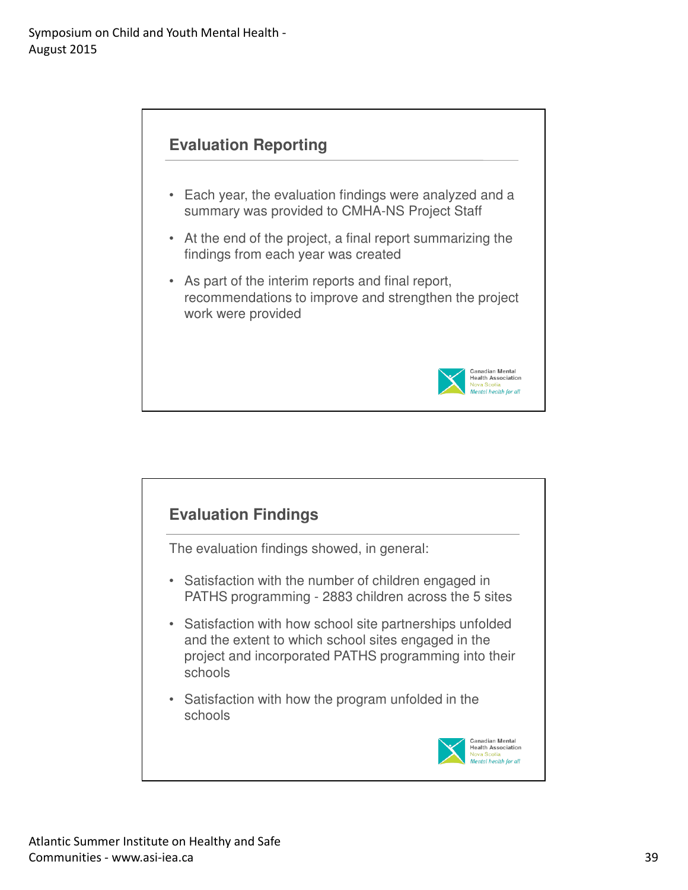## Evaluation Reporting

- Each year, the evaluation findings were analyzed and a summary was provided to CMHA-NS Project Staff
- At the end of the project, a final report summarizing the findings from each year was created
- As part of the interim reports and final report, recommendations to improve and strengthen the project work were provided

## Evaluation Findings

The evaluation findings showed, in general:

- Satisfaction with the number of children engaged in PATHS programming - 2883 children across the 5 sites
- Satisfaction with how school site partnerships unfolded and the extent to which school sites engaged in the project and incorporated PATHS programming into their schools
- Satisfaction with how the program unfolded in the schools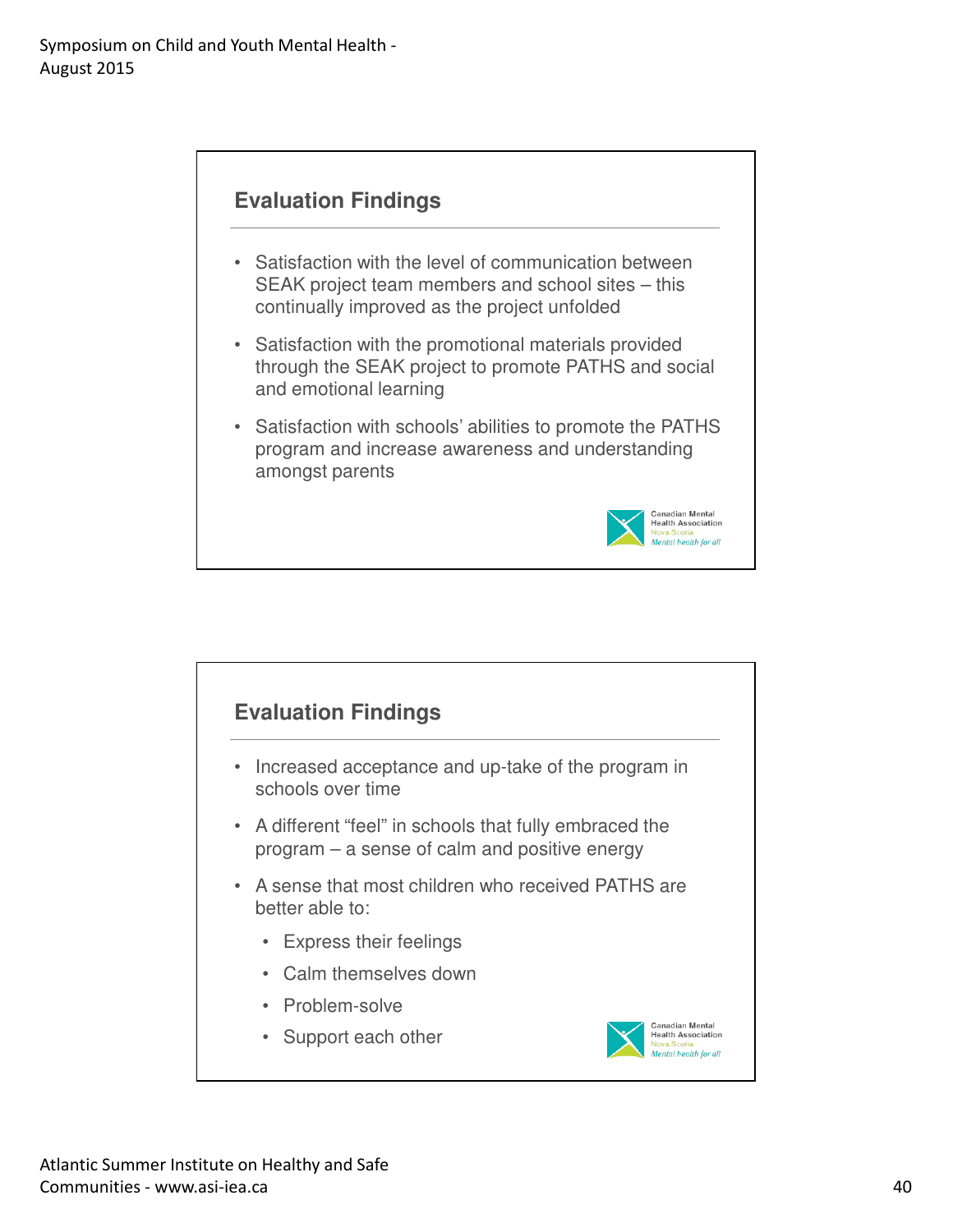## Evaluation Findings

- Satisfaction with the level of communication between SEAK project team members and school sites – this continually improved as the project unfolded
- Satisfaction with the promotional materials provided through the SEAK project to promote PATHS and social and emotional learning
- Satisfaction with schools' abilities to promote the PATHS program and increase awareness and understanding amongst parents

Canadian Mental Health Association
Nova Scotia
*Mental health for all*

## Evaluation Findings

- Increased acceptance and up-take of the program in schools over time
- A different "feel" in schools that fully embraced the program – a sense of calm and positive energy
- A sense that most children who received PATHS are better able to:
  - Express their feelings
  - Calm themselves down
  - Problem-solve
  - Support each other

Canadian Mental Health Association
Nova Scotia
*Mental health for all*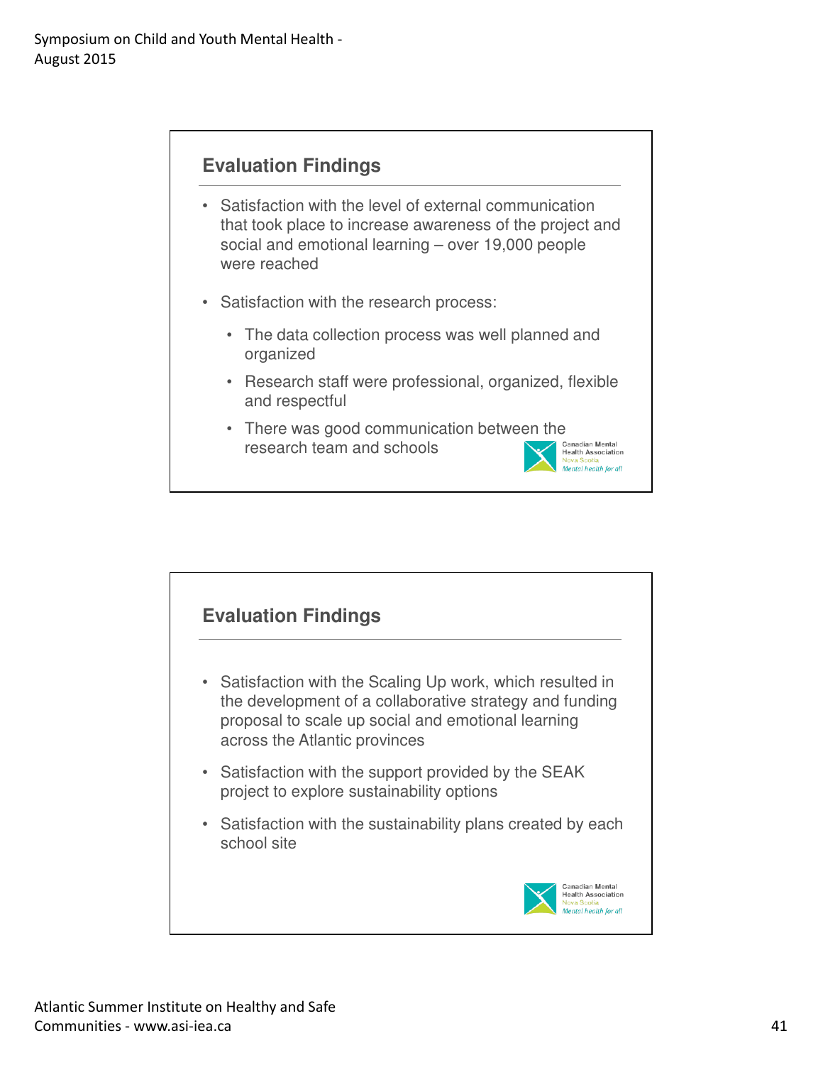## Evaluation Findings

- Satisfaction with the level of external communication that took place to increase awareness of the project and social and emotional learning – over 19,000 people were reached
- Satisfaction with the research process:
  - The data collection process was well planned and organized
  - Research staff were professional, organized, flexible and respectful
  - There was good communication between the research team and schools

Canadian Mental Health Association
Nova Scotia
*Mental health for all*

## Evaluation Findings

- Satisfaction with the Scaling Up work, which resulted in the development of a collaborative strategy and funding proposal to scale up social and emotional learning across the Atlantic provinces
- Satisfaction with the support provided by the SEAK project to explore sustainability options
- Satisfaction with the sustainability plans created by each school site

Canadian Mental Health Association
Nova Scotia
*Mental health for all*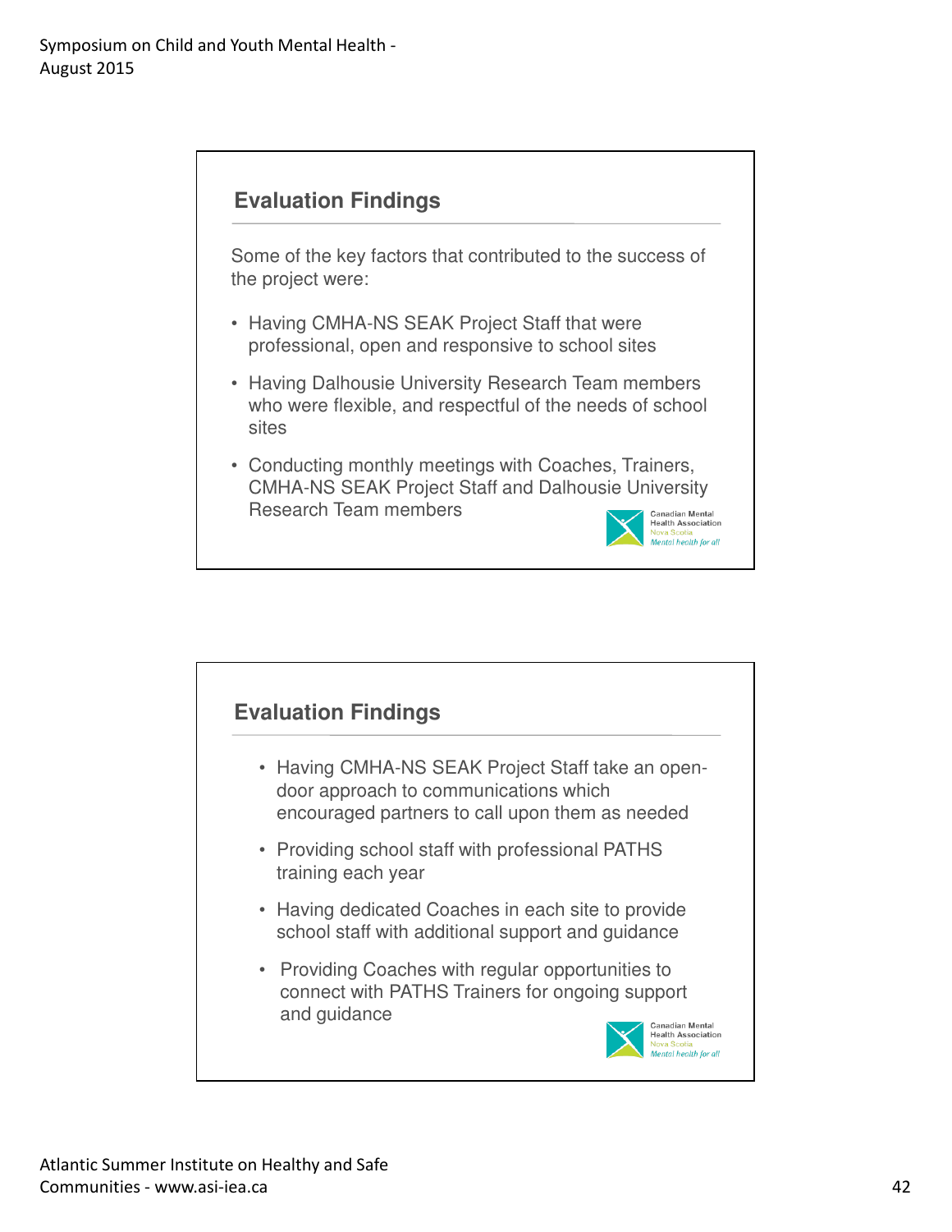## Evaluation Findings

Some of the key factors that contributed to the success of the project were:

- Having CMHA-NS SEAK Project Staff that were professional, open and responsive to school sites
- Having Dalhousie University Research Team members who were flexible, and respectful of the needs of school sites
- Conducting monthly meetings with Coaches, Trainers, CMHA-NS SEAK Project Staff and Dalhousie University Research Team members

## Evaluation Findings

- Having CMHA-NS SEAK Project Staff take an open-door approach to communications which encouraged partners to call upon them as needed
- Providing school staff with professional PATHS training each year
- Having dedicated Coaches in each site to provide school staff with additional support and guidance
- Providing Coaches with regular opportunities to connect with PATHS Trainers for ongoing support and guidance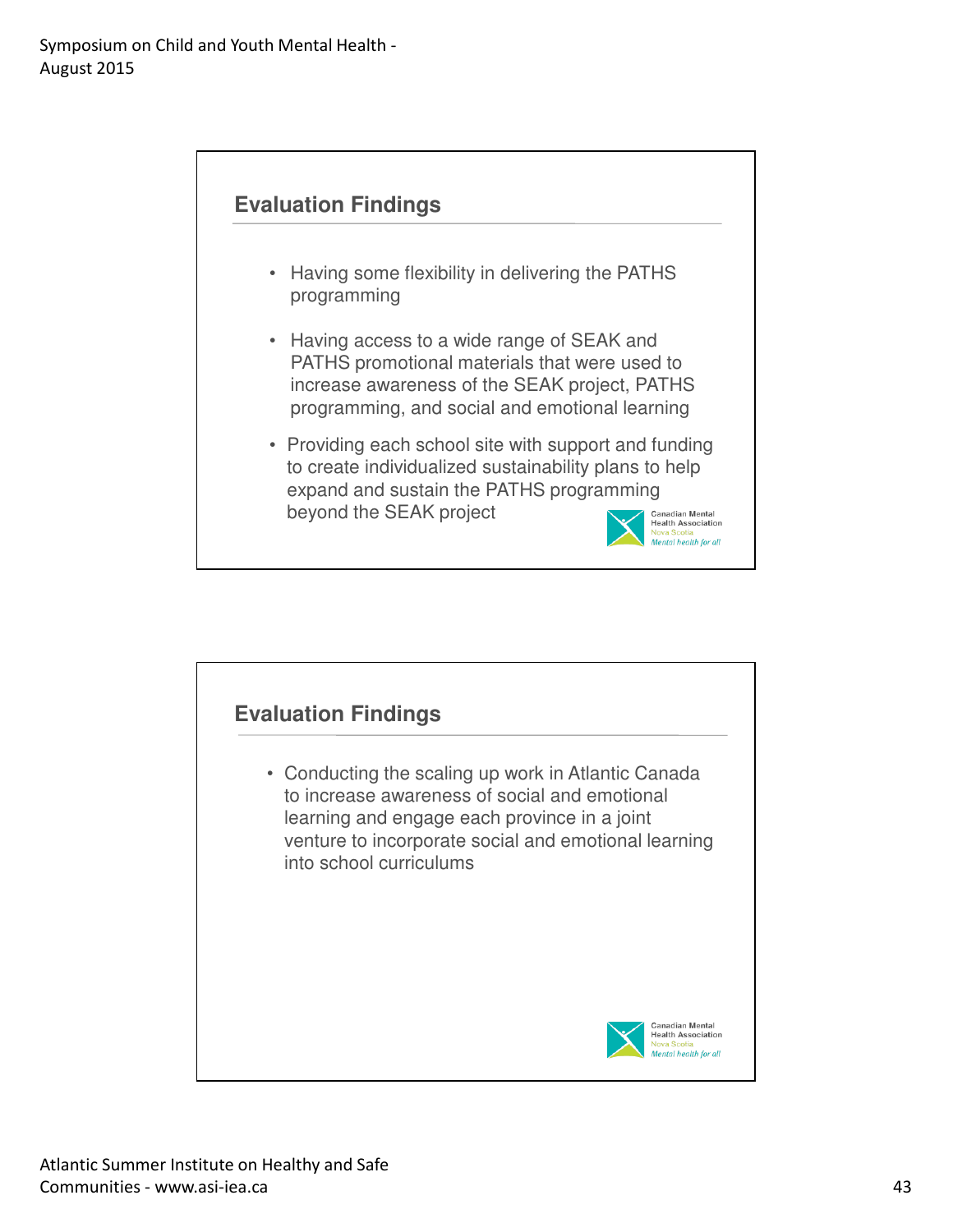## Evaluation Findings

- Having some flexibility in delivering the PATHS programming
- Having access to a wide range of SEAK and PATHS promotional materials that were used to increase awareness of the SEAK project, PATHS programming, and social and emotional learning
- Providing each school site with support and funding to create individualized sustainability plans to help expand and sustain the PATHS programming beyond the SEAK project

Canadian Mental Health Association
Nova Scotia
*Mental health for all*

## Evaluation Findings

- Conducting the scaling up work in Atlantic Canada to increase awareness of social and emotional learning and engage each province in a joint venture to incorporate social and emotional learning into school curriculums

Canadian Mental Health Association
Nova Scotia
*Mental health for all*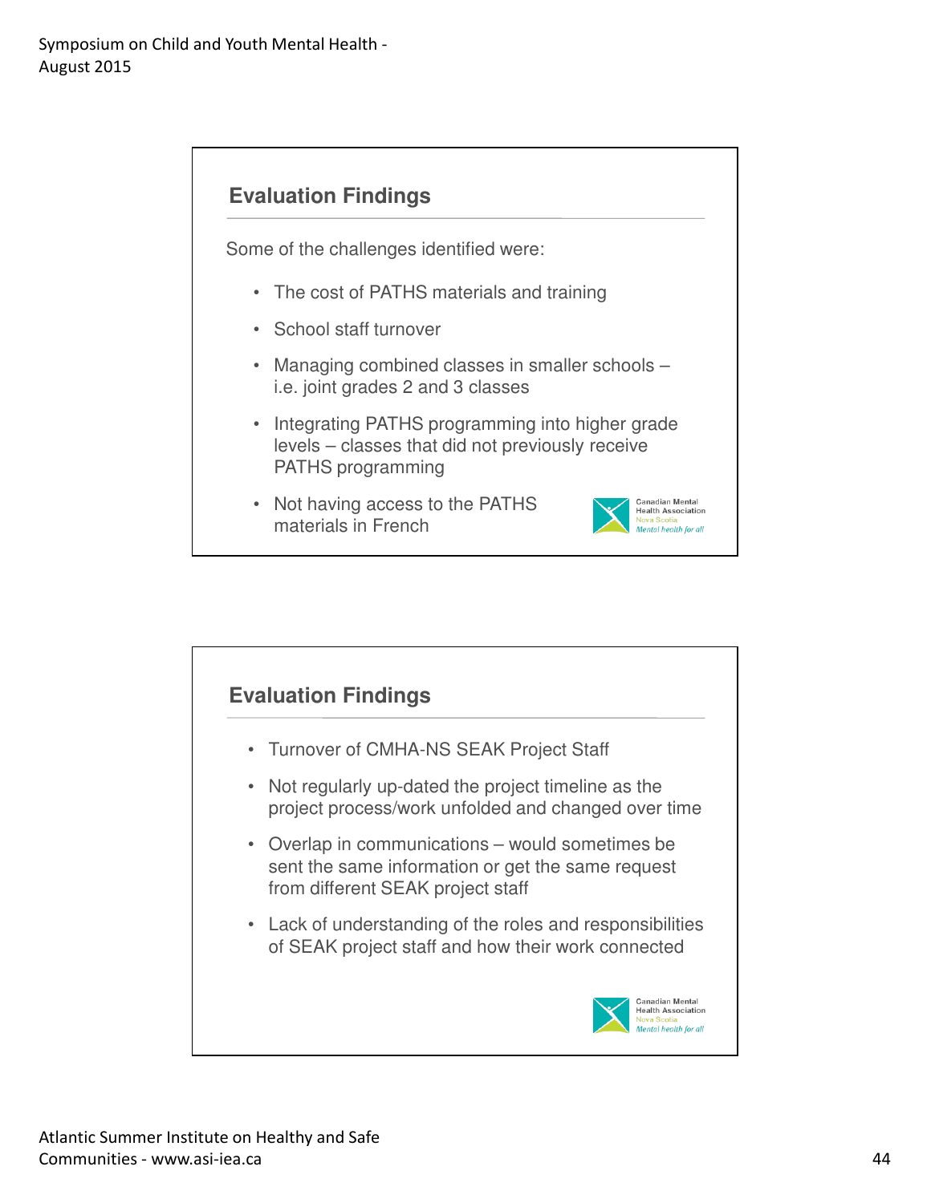## Evaluation Findings

Some of the challenges identified were:

- The cost of PATHS materials and training
- School staff turnover
- Managing combined classes in smaller schools – i.e. joint grades 2 and 3 classes
- Integrating PATHS programming into higher grade levels – classes that did not previously receive PATHS programming
- Not having access to the PATHS materials in French

Canadian Mental Health Association Nova Scotia *Mental health for all*

## Evaluation Findings

- Turnover of CMHA-NS SEAK Project Staff
- Not regularly up-dated the project timeline as the project process/work unfolded and changed over time
- Overlap in communications – would sometimes be sent the same information or get the same request from different SEAK project staff
- Lack of understanding of the roles and responsibilities of SEAK project staff and how their work connected

Canadian Mental Health Association Nova Scotia *Mental health for all*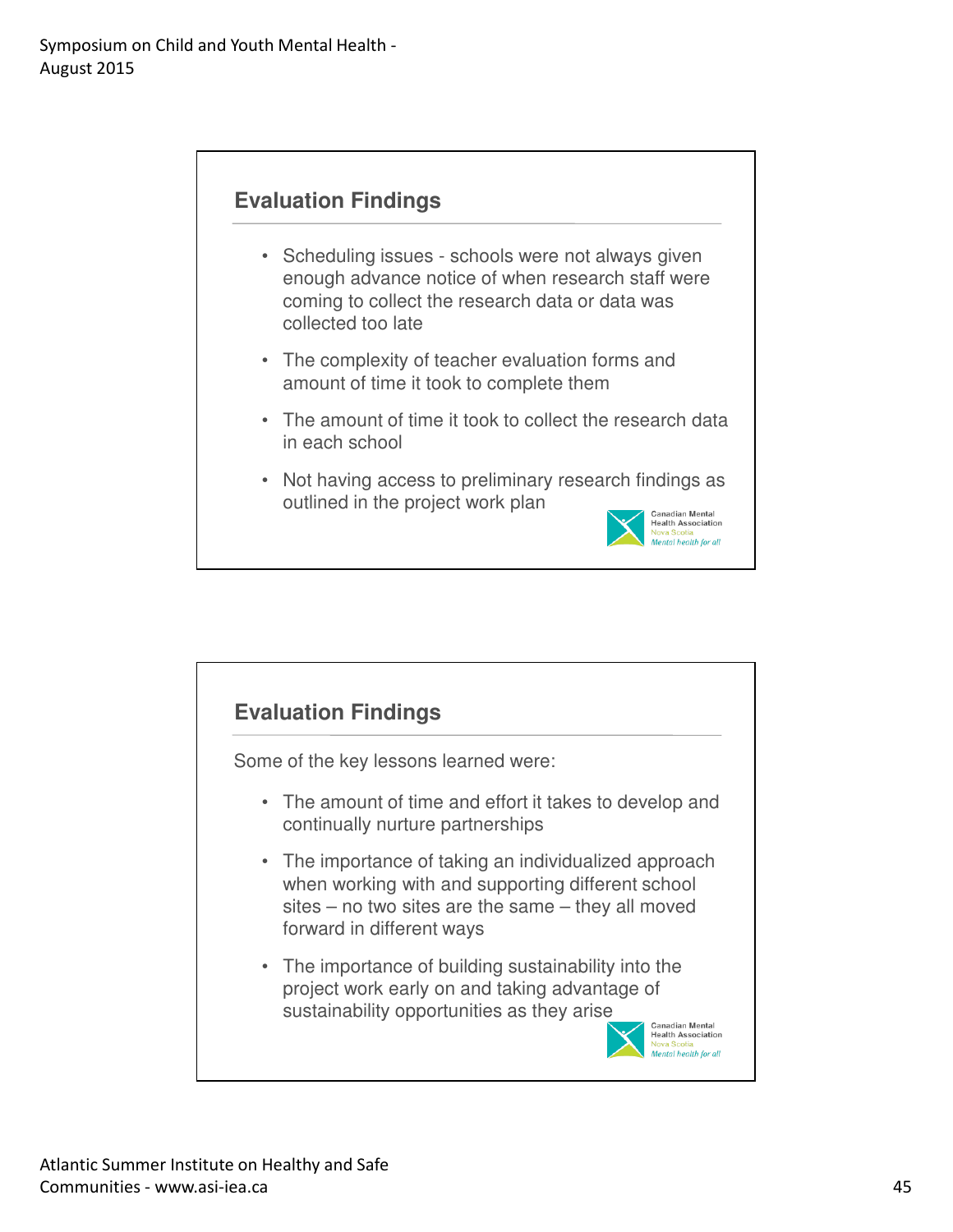## Evaluation Findings

- Scheduling issues - schools were not always given enough advance notice of when research staff were coming to collect the research data or data was collected too late
- The complexity of teacher evaluation forms and amount of time it took to complete them
- The amount of time it took to collect the research data in each school
- Not having access to preliminary research findings as outlined in the project work plan

## Evaluation Findings

Some of the key lessons learned were:

- The amount of time and effort it takes to develop and continually nurture partnerships
- The importance of taking an individualized approach when working with and supporting different school sites – no two sites are the same – they all moved forward in different ways
- The importance of building sustainability into the project work early on and taking advantage of sustainability opportunities as they arise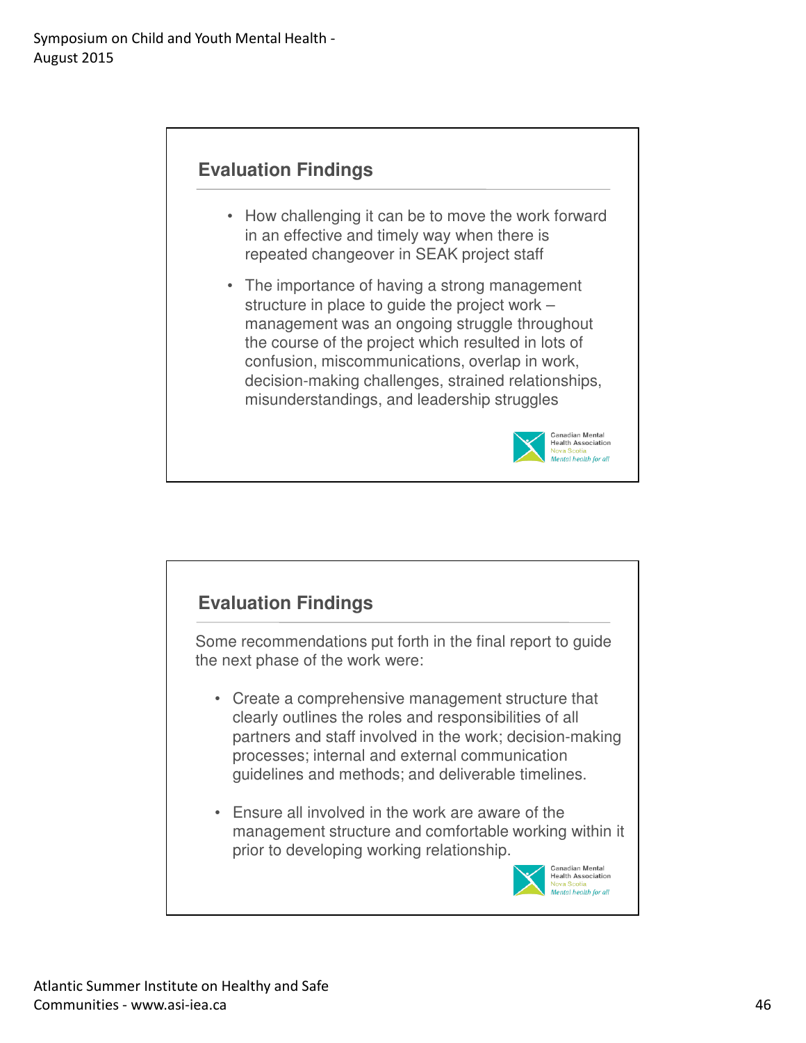## Evaluation Findings

- How challenging it can be to move the work forward in an effective and timely way when there is repeated changeover in SEAK project staff
- The importance of having a strong management structure in place to guide the project work – management was an ongoing struggle throughout the course of the project which resulted in lots of confusion, miscommunications, overlap in work, decision-making challenges, strained relationships, misunderstandings, and leadership struggles

Canadian Mental Health Association
Nova Scotia
*Mental health for all*

## Evaluation Findings

Some recommendations put forth in the final report to guide the next phase of the work were:

- Create a comprehensive management structure that clearly outlines the roles and responsibilities of all partners and staff involved in the work; decision-making processes; internal and external communication guidelines and methods; and deliverable timelines.
- Ensure all involved in the work are aware of the management structure and comfortable working within it prior to developing working relationship.

Canadian Mental Health Association
Nova Scotia
*Mental health for all*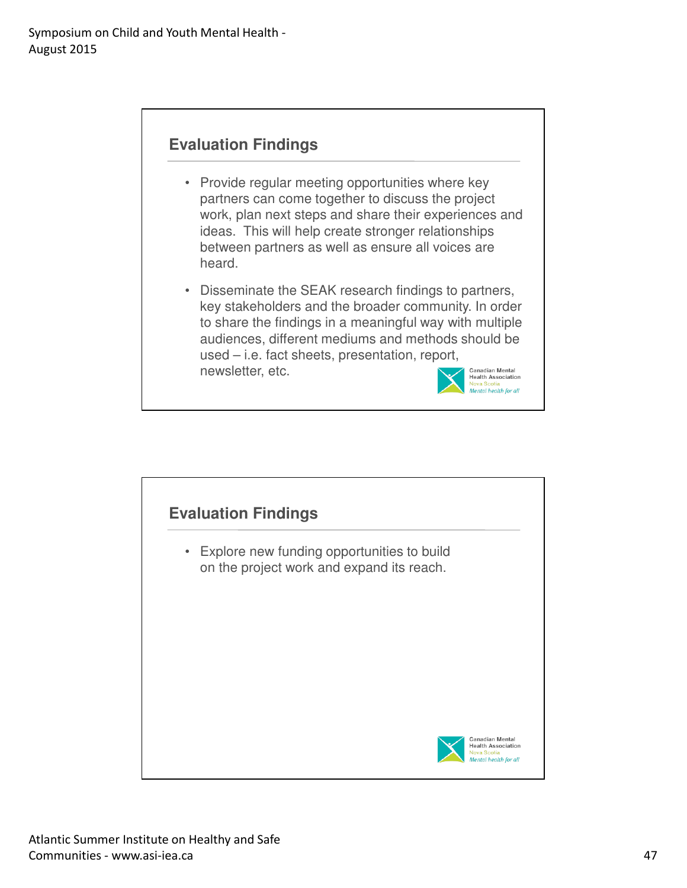## Evaluation Findings

- Provide regular meeting opportunities where key partners can come together to discuss the project work, plan next steps and share their experiences and ideas. This will help create stronger relationships between partners as well as ensure all voices are heard.
- Disseminate the SEAK research findings to partners, key stakeholders and the broader community. In order to share the findings in a meaningful way with multiple audiences, different mediums and methods should be used – i.e. fact sheets, presentation, report, newsletter, etc.

Canadian Mental Health Association
Nova Scotia
*Mental health for all*

## Evaluation Findings

- Explore new funding opportunities to build on the project work and expand its reach.

Canadian Mental Health Association
Nova Scotia
*Mental health for all*